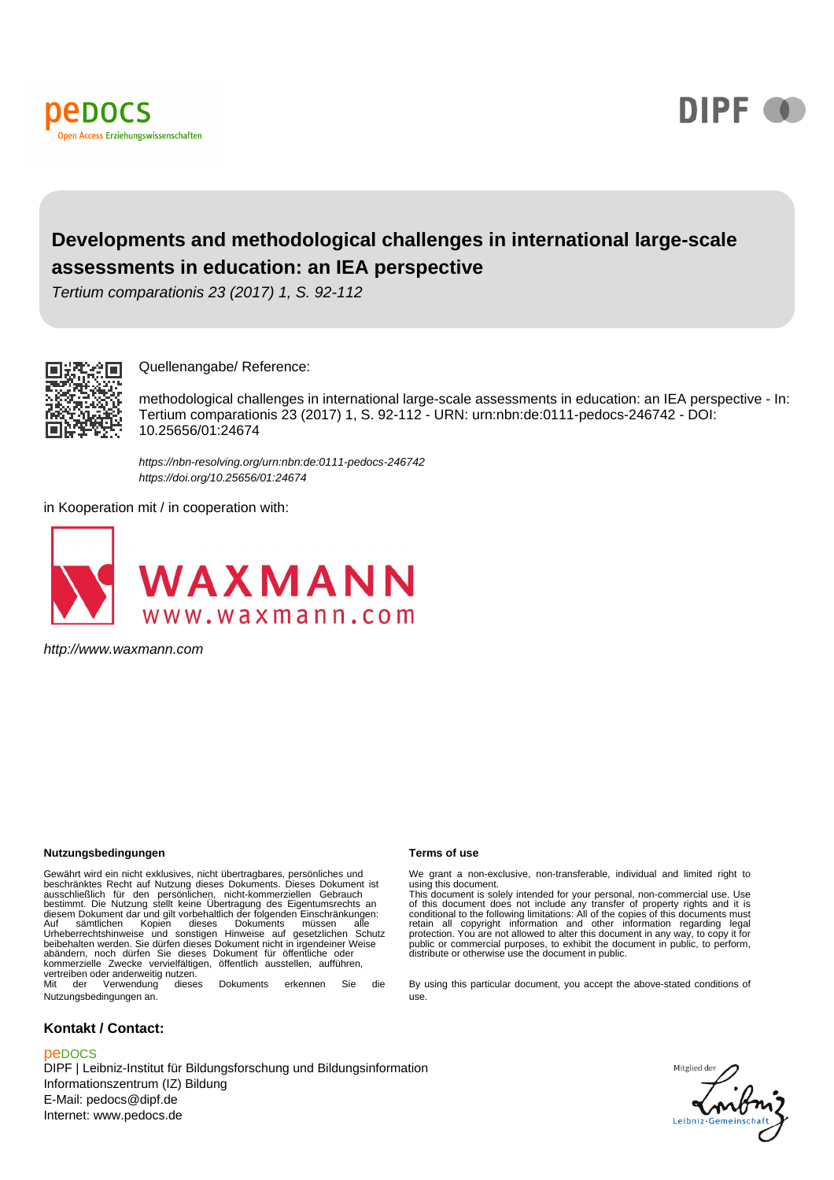pedocs
Open Access Erziehungswissenschaften

DIPF

# Developments and methodological challenges in international large-scale assessments in education: an IEA perspective

*Tertium comparationis 23 (2017) 1, S. 92-112*

Quellenangabe/ Reference:

methodological challenges in international large-scale assessments in education: an IEA perspective - In: Tertium comparationis 23 (2017) 1, S. 92-112 - URN: urn:nbn:de:0111-pedocs-246742 - DOI: 10.25656/01:24674

*https://nbn-resolving.org/urn:nbn:de:0111-pedocs-246742*
*https://doi.org/10.25656/01:24674*

in Kooperation mit / in cooperation with:

WAXMANN
www.waxmann.com

*http://www.waxmann.com*

**Nutzungsbedingungen**

Gewährt wird ein nicht exklusives, nicht übertragbares, persönliches und beschränktes Recht auf Nutzung dieses Dokuments. Dieses Dokument ist ausschließlich für den persönlichen, nicht-kommerziellen Gebrauch bestimmt. Die Nutzung stellt keine Übertragung des Eigentumsrechts an diesem Dokument dar und gilt vorbehaltlich der folgenden Einschränkungen: Auf sämtlichen Kopien dieses Dokuments müssen alle Urheberrechtshinweise und sonstigen Hinweise auf gesetzlichen Schutz beibehalten werden. Sie dürfen dieses Dokument nicht in irgendeiner Weise abändern, noch dürfen Sie dieses Dokument für öffentliche oder kommerzielle Zwecke vervielfältigen, öffentlich ausstellen, aufführen, vertreiben oder anderweitig nutzen.
Mit der Verwendung dieses Dokuments erkennen Sie die Nutzungsbedingungen an.

**Terms of use**

We grant a non-exclusive, non-transferable, individual and limited right to using this document.
This document is solely intended for your personal, non-commercial use. Use of this document does not include any transfer of property rights and it is conditional to the following limitations: All of the copies of this documents must retain all copyright information and other information regarding legal protection. You are not allowed to alter this document in any way, to copy it for public or commercial purposes, to exhibit the document in public, to perform, distribute or otherwise use the document in public.

By using this particular document, you accept the above-stated conditions of use.

**Kontakt / Contact:**

peDOCS
DIPF | Leibniz-Institut für Bildungsforschung und Bildungsinformation
Informationszentrum (IZ) Bildung
E-Mail: pedocs@dipf.de
Internet: www.pedocs.de

Mitglied der Leibniz-Gemeinschaft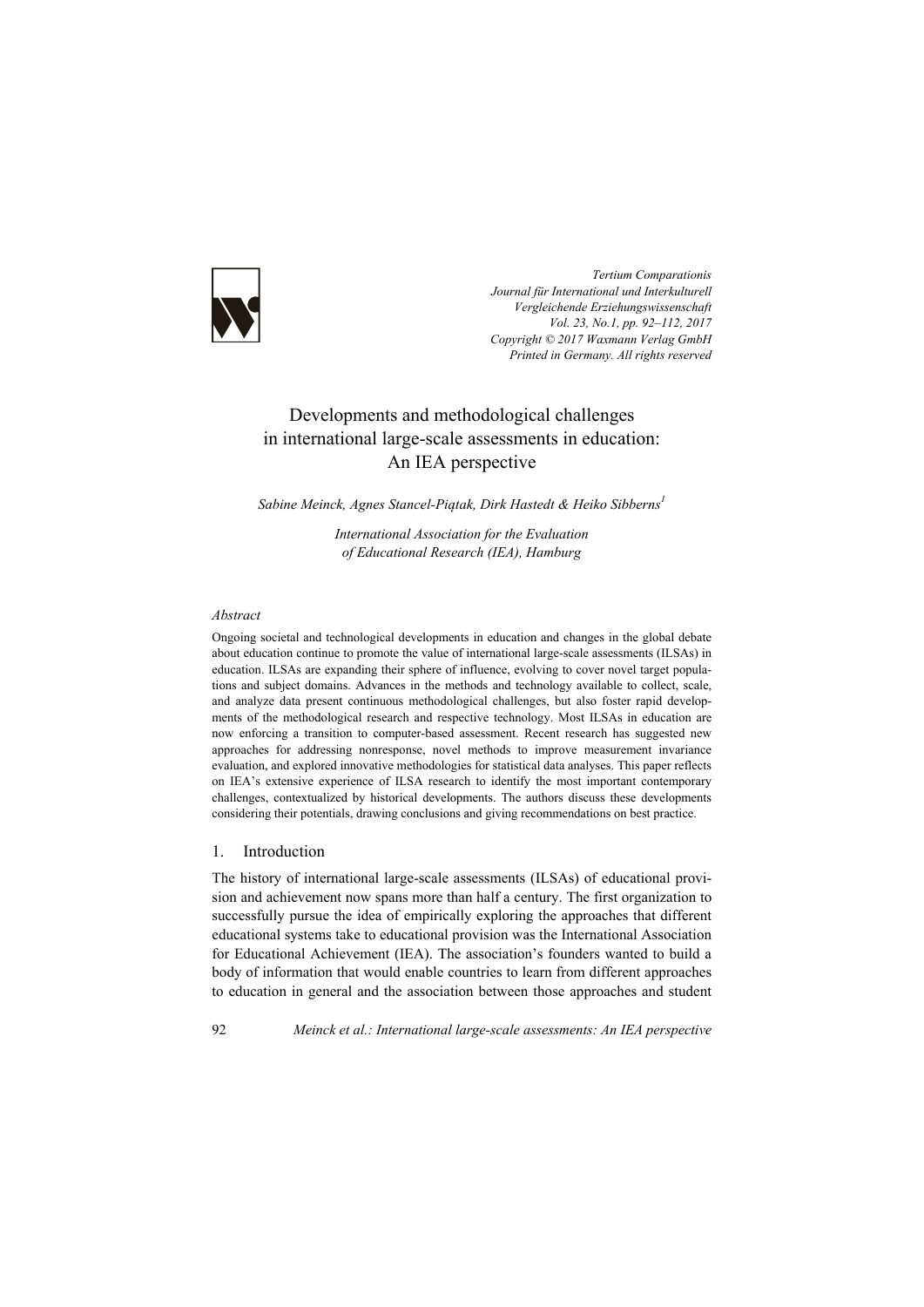*Tertium Comparationis*
*Journal für International und Interkulturell*
*Vergleichende Erziehungswissenschaft*
*Vol. 23, No.1, pp. 92–112, 2017*
*Copyright © 2017 Waxmann Verlag GmbH*
*Printed in Germany. All rights reserved*

# Developments and methodological challenges in international large-scale assessments in education: An IEA perspective

*Sabine Meinck, Agnes Stancel-Piątak, Dirk Hastedt & Heiko Sibberns*[1]

*International Association for the Evaluation of Educational Research (IEA), Hamburg*

*Abstract*

Ongoing societal and technological developments in education and changes in the global debate about education continue to promote the value of international large-scale assessments (ILSAs) in education. ILSAs are expanding their sphere of influence, evolving to cover novel target populations and subject domains. Advances in the methods and technology available to collect, scale, and analyze data present continuous methodological challenges, but also foster rapid developments of the methodological research and respective technology. Most ILSAs in education are now enforcing a transition to computer-based assessment. Recent research has suggested new approaches for addressing nonresponse, novel methods to improve measurement invariance evaluation, and explored innovative methodologies for statistical data analyses. This paper reflects on IEA's extensive experience of ILSA research to identify the most important contemporary challenges, contextualized by historical developments. The authors discuss these developments considering their potentials, drawing conclusions and giving recommendations on best practice.

## 1. Introduction

The history of international large-scale assessments (ILSAs) of educational provision and achievement now spans more than half a century. The first organization to successfully pursue the idea of empirically exploring the approaches that different educational systems take to educational provision was the International Association for Educational Achievement (IEA). The association's founders wanted to build a body of information that would enable countries to learn from different approaches to education in general and the association between those approaches and student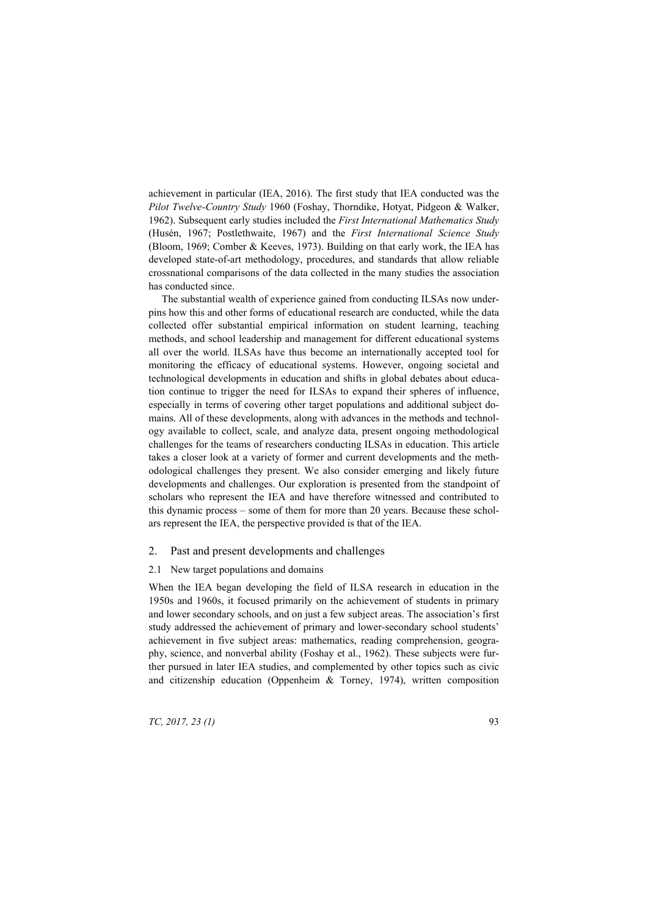achievement in particular (IEA, 2016). The first study that IEA conducted was the *Pilot Twelve-Country Study* 1960 (Foshay, Thorndike, Hotyat, Pidgeon & Walker, 1962). Subsequent early studies included the *First International Mathematics Study* (Husén, 1967; Postlethwaite, 1967) and the *First International Science Study* (Bloom, 1969; Comber & Keeves, 1973). Building on that early work, the IEA has developed state-of-art methodology, procedures, and standards that allow reliable crossnational comparisons of the data collected in the many studies the association has conducted since.

The substantial wealth of experience gained from conducting ILSAs now underpins how this and other forms of educational research are conducted, while the data collected offer substantial empirical information on student learning, teaching methods, and school leadership and management for different educational systems all over the world. ILSAs have thus become an internationally accepted tool for monitoring the efficacy of educational systems. However, ongoing societal and technological developments in education and shifts in global debates about education continue to trigger the need for ILSAs to expand their spheres of influence, especially in terms of covering other target populations and additional subject domains. All of these developments, along with advances in the methods and technology available to collect, scale, and analyze data, present ongoing methodological challenges for the teams of researchers conducting ILSAs in education. This article takes a closer look at a variety of former and current developments and the methodological challenges they present. We also consider emerging and likely future developments and challenges. Our exploration is presented from the standpoint of scholars who represent the IEA and have therefore witnessed and contributed to this dynamic process – some of them for more than 20 years. Because these scholars represent the IEA, the perspective provided is that of the IEA.

## 2. Past and present developments and challenges

### 2.1 New target populations and domains

When the IEA began developing the field of ILSA research in education in the 1950s and 1960s, it focused primarily on the achievement of students in primary and lower secondary schools, and on just a few subject areas. The association's first study addressed the achievement of primary and lower-secondary school students' achievement in five subject areas: mathematics, reading comprehension, geography, science, and nonverbal ability (Foshay et al., 1962). These subjects were further pursued in later IEA studies, and complemented by other topics such as civic and citizenship education (Oppenheim & Torney, 1974), written composition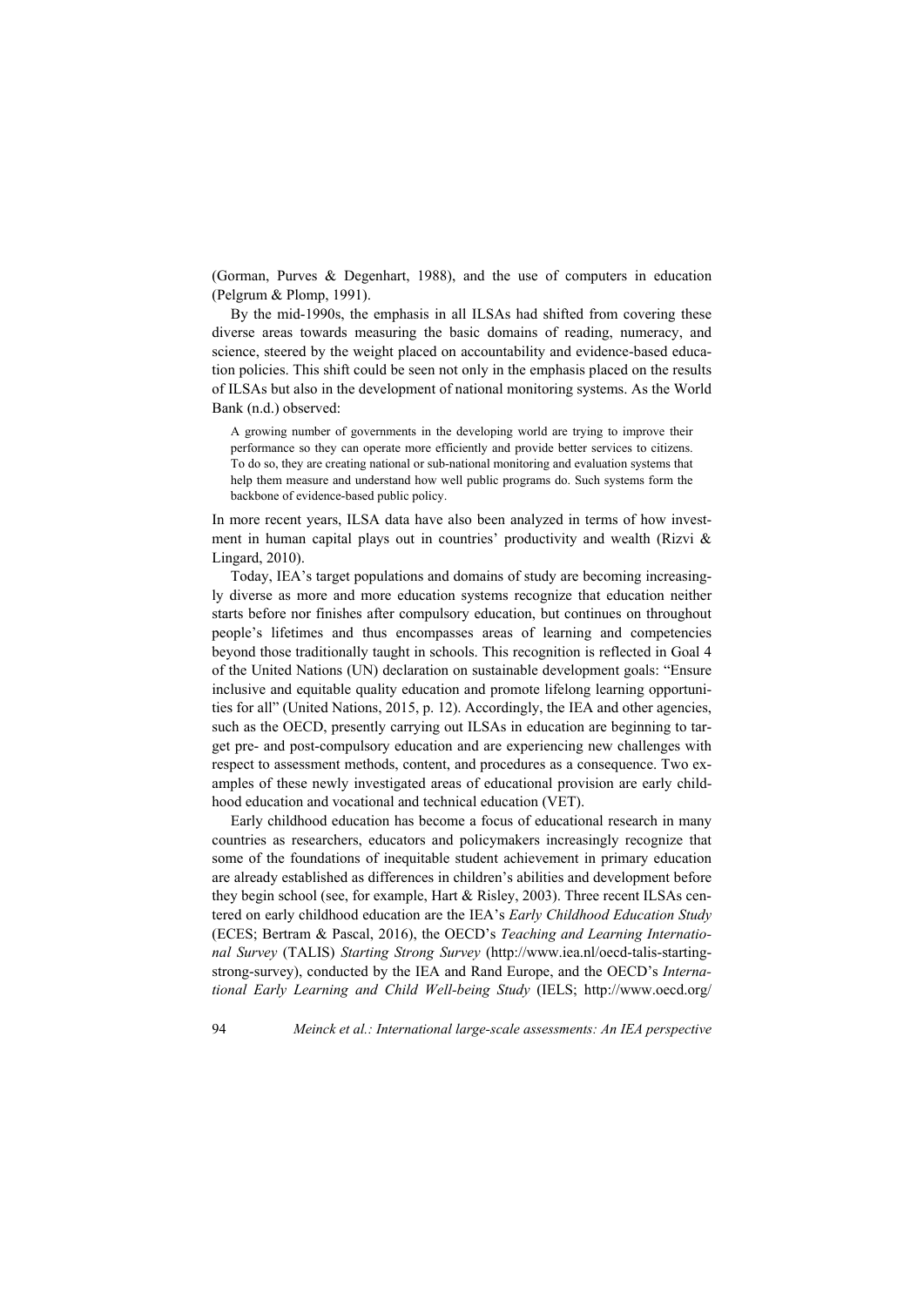(Gorman, Purves & Degenhart, 1988), and the use of computers in education (Pelgrum & Plomp, 1991).

By the mid-1990s, the emphasis in all ILSAs had shifted from covering these diverse areas towards measuring the basic domains of reading, numeracy, and science, steered by the weight placed on accountability and evidence-based education policies. This shift could be seen not only in the emphasis placed on the results of ILSAs but also in the development of national monitoring systems. As the World Bank (n.d.) observed:

> A growing number of governments in the developing world are trying to improve their performance so they can operate more efficiently and provide better services to citizens. To do so, they are creating national or sub-national monitoring and evaluation systems that help them measure and understand how well public programs do. Such systems form the backbone of evidence-based public policy.

In more recent years, ILSA data have also been analyzed in terms of how investment in human capital plays out in countries' productivity and wealth (Rizvi & Lingard, 2010).

Today, IEA's target populations and domains of study are becoming increasingly diverse as more and more education systems recognize that education neither starts before nor finishes after compulsory education, but continues on throughout people's lifetimes and thus encompasses areas of learning and competencies beyond those traditionally taught in schools. This recognition is reflected in Goal 4 of the United Nations (UN) declaration on sustainable development goals: "Ensure inclusive and equitable quality education and promote lifelong learning opportunities for all" (United Nations, 2015, p. 12). Accordingly, the IEA and other agencies, such as the OECD, presently carrying out ILSAs in education are beginning to target pre- and post-compulsory education and are experiencing new challenges with respect to assessment methods, content, and procedures as a consequence. Two examples of these newly investigated areas of educational provision are early childhood education and vocational and technical education (VET).

Early childhood education has become a focus of educational research in many countries as researchers, educators and policymakers increasingly recognize that some of the foundations of inequitable student achievement in primary education are already established as differences in children's abilities and development before they begin school (see, for example, Hart & Risley, 2003). Three recent ILSAs centered on early childhood education are the IEA's *Early Childhood Education Study* (ECES; Bertram & Pascal, 2016), the OECD's *Teaching and Learning International Survey* (TALIS) *Starting Strong Survey* (http://www.iea.nl/oecd-talis-starting-strong-survey), conducted by the IEA and Rand Europe, and the OECD's *International Early Learning and Child Well-being Study* (IELS; http://www.oecd.org/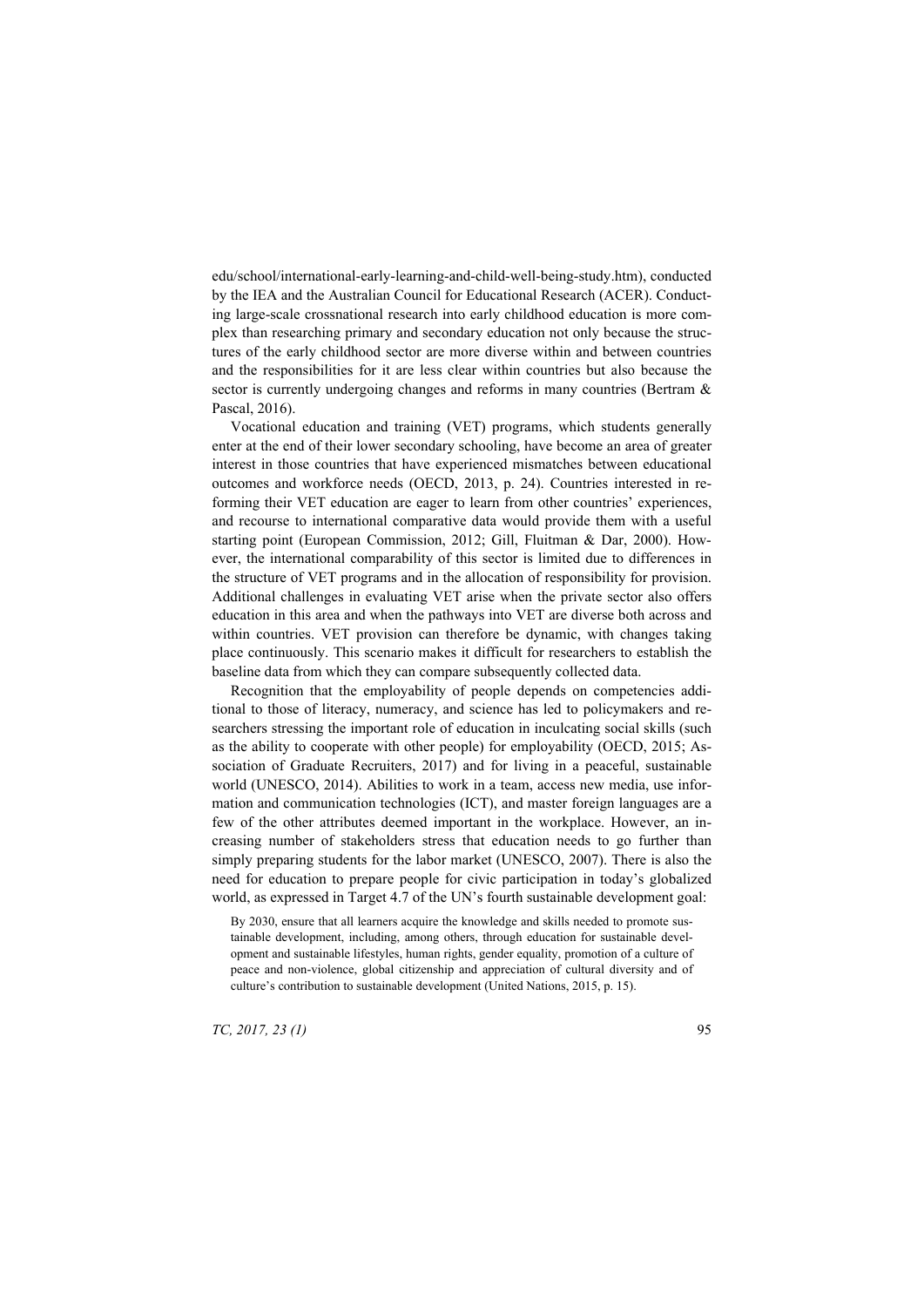edu/school/international-early-learning-and-child-well-being-study.htm), conducted by the IEA and the Australian Council for Educational Research (ACER). Conducting large-scale crossnational research into early childhood education is more complex than researching primary and secondary education not only because the structures of the early childhood sector are more diverse within and between countries and the responsibilities for it are less clear within countries but also because the sector is currently undergoing changes and reforms in many countries (Bertram & Pascal, 2016).

Vocational education and training (VET) programs, which students generally enter at the end of their lower secondary schooling, have become an area of greater interest in those countries that have experienced mismatches between educational outcomes and workforce needs (OECD, 2013, p. 24). Countries interested in reforming their VET education are eager to learn from other countries' experiences, and recourse to international comparative data would provide them with a useful starting point (European Commission, 2012; Gill, Fluitman & Dar, 2000). However, the international comparability of this sector is limited due to differences in the structure of VET programs and in the allocation of responsibility for provision. Additional challenges in evaluating VET arise when the private sector also offers education in this area and when the pathways into VET are diverse both across and within countries. VET provision can therefore be dynamic, with changes taking place continuously. This scenario makes it difficult for researchers to establish the baseline data from which they can compare subsequently collected data.

Recognition that the employability of people depends on competencies additional to those of literacy, numeracy, and science has led to policymakers and researchers stressing the important role of education in inculcating social skills (such as the ability to cooperate with other people) for employability (OECD, 2015; Association of Graduate Recruiters, 2017) and for living in a peaceful, sustainable world (UNESCO, 2014). Abilities to work in a team, access new media, use information and communication technologies (ICT), and master foreign languages are a few of the other attributes deemed important in the workplace. However, an increasing number of stakeholders stress that education needs to go further than simply preparing students for the labor market (UNESCO, 2007). There is also the need for education to prepare people for civic participation in today's globalized world, as expressed in Target 4.7 of the UN's fourth sustainable development goal:

> By 2030, ensure that all learners acquire the knowledge and skills needed to promote sustainable development, including, among others, through education for sustainable development and sustainable lifestyles, human rights, gender equality, promotion of a culture of peace and non-violence, global citizenship and appreciation of cultural diversity and of culture's contribution to sustainable development (United Nations, 2015, p. 15).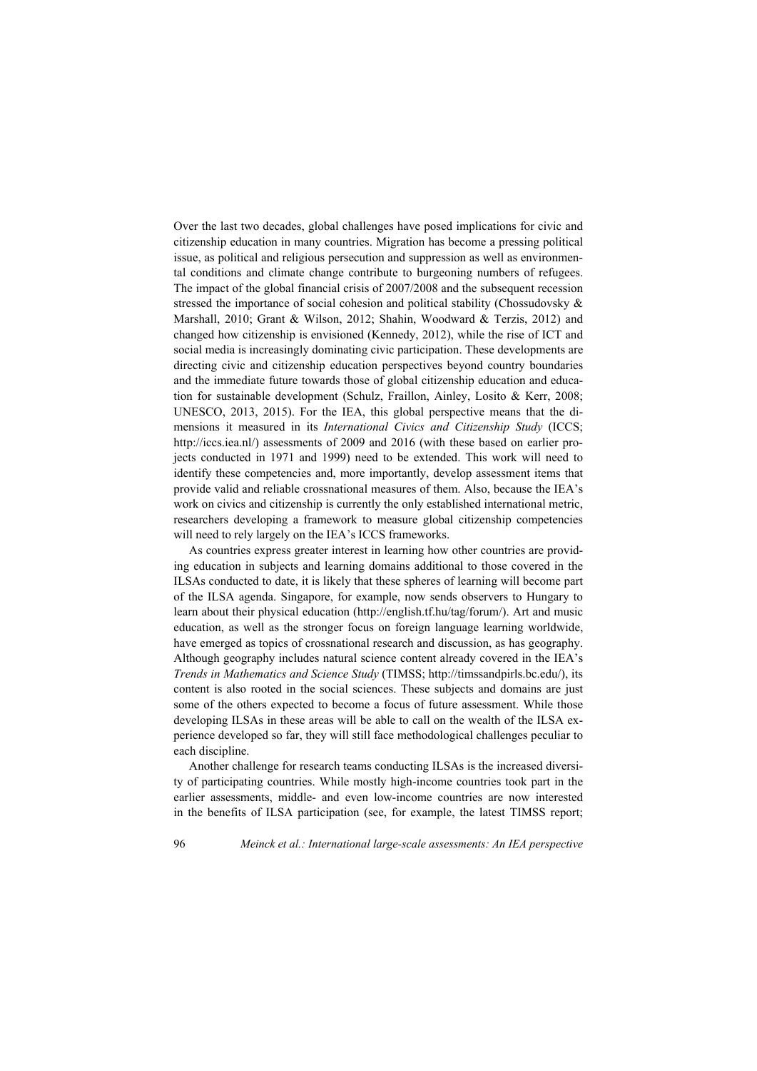Over the last two decades, global challenges have posed implications for civic and citizenship education in many countries. Migration has become a pressing political issue, as political and religious persecution and suppression as well as environmental conditions and climate change contribute to burgeoning numbers of refugees. The impact of the global financial crisis of 2007/2008 and the subsequent recession stressed the importance of social cohesion and political stability (Chossudovsky & Marshall, 2010; Grant & Wilson, 2012; Shahin, Woodward & Terzis, 2012) and changed how citizenship is envisioned (Kennedy, 2012), while the rise of ICT and social media is increasingly dominating civic participation. These developments are directing civic and citizenship education perspectives beyond country boundaries and the immediate future towards those of global citizenship education and education for sustainable development (Schulz, Fraillon, Ainley, Losito & Kerr, 2008; UNESCO, 2013, 2015). For the IEA, this global perspective means that the dimensions it measured in its *International Civics and Citizenship Study* (ICCS; http://iccs.iea.nl/) assessments of 2009 and 2016 (with these based on earlier projects conducted in 1971 and 1999) need to be extended. This work will need to identify these competencies and, more importantly, develop assessment items that provide valid and reliable crossnational measures of them. Also, because the IEA's work on civics and citizenship is currently the only established international metric, researchers developing a framework to measure global citizenship competencies will need to rely largely on the IEA's ICCS frameworks.

As countries express greater interest in learning how other countries are providing education in subjects and learning domains additional to those covered in the ILSAs conducted to date, it is likely that these spheres of learning will become part of the ILSA agenda. Singapore, for example, now sends observers to Hungary to learn about their physical education (http://english.tf.hu/tag/forum/). Art and music education, as well as the stronger focus on foreign language learning worldwide, have emerged as topics of crossnational research and discussion, as has geography. Although geography includes natural science content already covered in the IEA's *Trends in Mathematics and Science Study* (TIMSS; http://timssandpirls.bc.edu/), its content is also rooted in the social sciences. These subjects and domains are just some of the others expected to become a focus of future assessment. While those developing ILSAs in these areas will be able to call on the wealth of the ILSA experience developed so far, they will still face methodological challenges peculiar to each discipline.

Another challenge for research teams conducting ILSAs is the increased diversity of participating countries. While mostly high-income countries took part in the earlier assessments, middle- and even low-income countries are now interested in the benefits of ILSA participation (see, for example, the latest TIMSS report;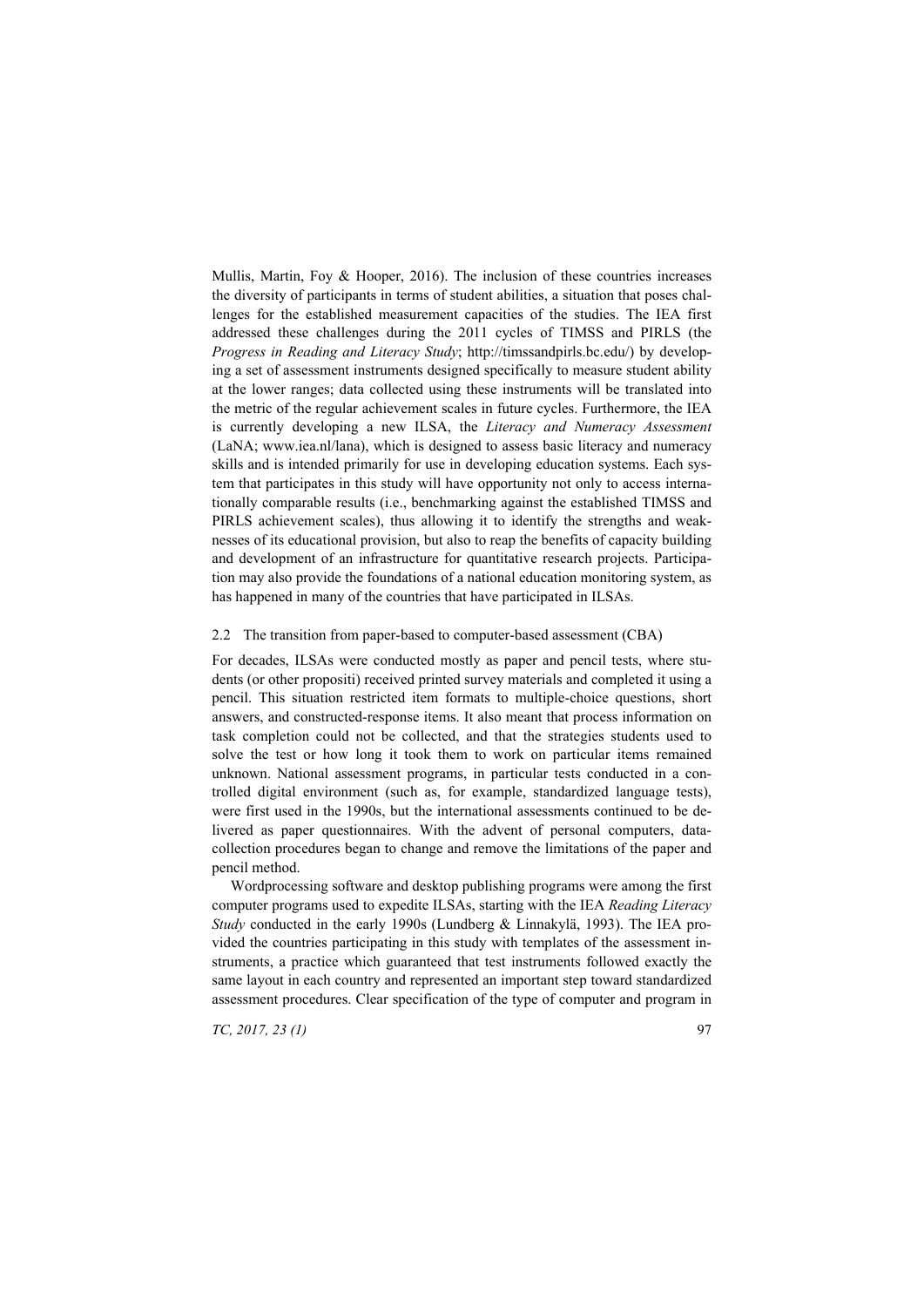Mullis, Martin, Foy & Hooper, 2016). The inclusion of these countries increases the diversity of participants in terms of student abilities, a situation that poses challenges for the established measurement capacities of the studies. The IEA first addressed these challenges during the 2011 cycles of TIMSS and PIRLS (the *Progress in Reading and Literacy Study*; http://timssandpirls.bc.edu/) by developing a set of assessment instruments designed specifically to measure student ability at the lower ranges; data collected using these instruments will be translated into the metric of the regular achievement scales in future cycles. Furthermore, the IEA is currently developing a new ILSA, the *Literacy and Numeracy Assessment* (LaNA; www.iea.nl/lana), which is designed to assess basic literacy and numeracy skills and is intended primarily for use in developing education systems. Each system that participates in this study will have opportunity not only to access internationally comparable results (i.e., benchmarking against the established TIMSS and PIRLS achievement scales), thus allowing it to identify the strengths and weaknesses of its educational provision, but also to reap the benefits of capacity building and development of an infrastructure for quantitative research projects. Participation may also provide the foundations of a national education monitoring system, as has happened in many of the countries that have participated in ILSAs.

### 2.2 The transition from paper-based to computer-based assessment (CBA)

For decades, ILSAs were conducted mostly as paper and pencil tests, where students (or other propositi) received printed survey materials and completed it using a pencil. This situation restricted item formats to multiple-choice questions, short answers, and constructed-response items. It also meant that process information on task completion could not be collected, and that the strategies students used to solve the test or how long it took them to work on particular items remained unknown. National assessment programs, in particular tests conducted in a controlled digital environment (such as, for example, standardized language tests), were first used in the 1990s, but the international assessments continued to be delivered as paper questionnaires. With the advent of personal computers, data-collection procedures began to change and remove the limitations of the paper and pencil method.

Wordprocessing software and desktop publishing programs were among the first computer programs used to expedite ILSAs, starting with the IEA *Reading Literacy Study* conducted in the early 1990s (Lundberg & Linnakylä, 1993). The IEA provided the countries participating in this study with templates of the assessment instruments, a practice which guaranteed that test instruments followed exactly the same layout in each country and represented an important step toward standardized assessment procedures. Clear specification of the type of computer and program in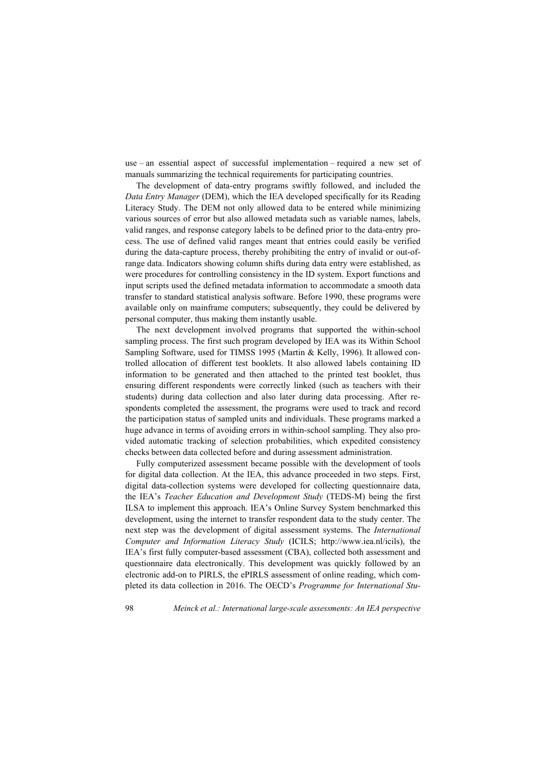use – an essential aspect of successful implementation – required a new set of manuals summarizing the technical requirements for participating countries.

The development of data-entry programs swiftly followed, and included the *Data Entry Manager* (DEM), which the IEA developed specifically for its Reading Literacy Study. The DEM not only allowed data to be entered while minimizing various sources of error but also allowed metadata such as variable names, labels, valid ranges, and response category labels to be defined prior to the data-entry process. The use of defined valid ranges meant that entries could easily be verified during the data-capture process, thereby prohibiting the entry of invalid or out-of-range data. Indicators showing column shifts during data entry were established, as were procedures for controlling consistency in the ID system. Export functions and input scripts used the defined metadata information to accommodate a smooth data transfer to standard statistical analysis software. Before 1990, these programs were available only on mainframe computers; subsequently, they could be delivered by personal computer, thus making them instantly usable.

The next development involved programs that supported the within-school sampling process. The first such program developed by IEA was its Within School Sampling Software, used for TIMSS 1995 (Martin & Kelly, 1996). It allowed controlled allocation of different test booklets. It also allowed labels containing ID information to be generated and then attached to the printed test booklet, thus ensuring different respondents were correctly linked (such as teachers with their students) during data collection and also later during data processing. After respondents completed the assessment, the programs were used to track and record the participation status of sampled units and individuals. These programs marked a huge advance in terms of avoiding errors in within-school sampling. They also provided automatic tracking of selection probabilities, which expedited consistency checks between data collected before and during assessment administration.

Fully computerized assessment became possible with the development of tools for digital data collection. At the IEA, this advance proceeded in two steps. First, digital data-collection systems were developed for collecting questionnaire data, the IEA's *Teacher Education and Development Study* (TEDS-M) being the first ILSA to implement this approach. IEA's Online Survey System benchmarked this development, using the internet to transfer respondent data to the study center. The next step was the development of digital assessment systems. The *International Computer and Information Literacy Study* (ICILS; http://www.iea.nl/icils), the IEA's first fully computer-based assessment (CBA), collected both assessment and questionnaire data electronically. This development was quickly followed by an electronic add-on to PIRLS, the ePIRLS assessment of online reading, which completed its data collection in 2016. The OECD's *Programme for International Stu-*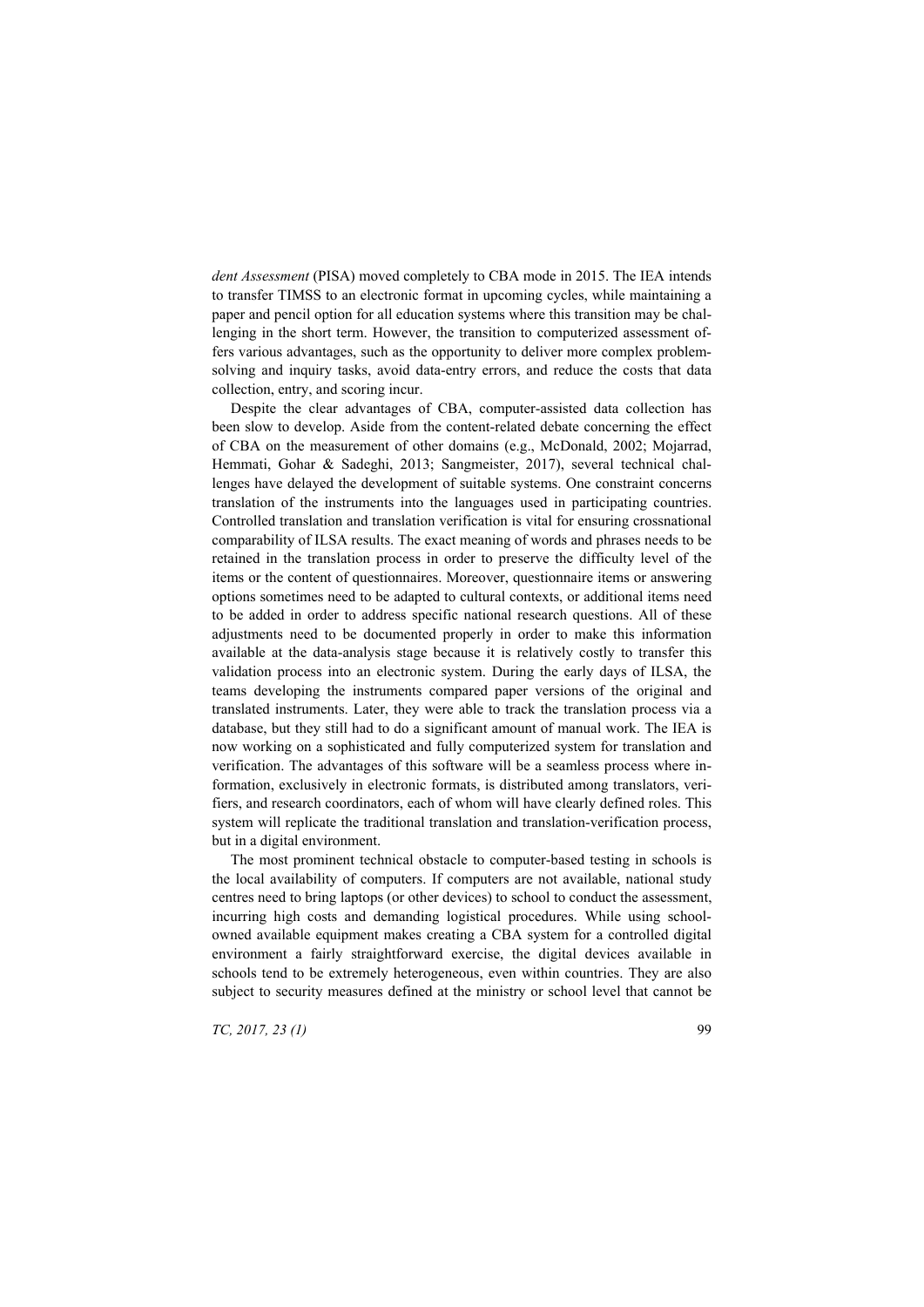*dent Assessment* (PISA) moved completely to CBA mode in 2015. The IEA intends to transfer TIMSS to an electronic format in upcoming cycles, while maintaining a paper and pencil option for all education systems where this transition may be challenging in the short term. However, the transition to computerized assessment offers various advantages, such as the opportunity to deliver more complex problem-solving and inquiry tasks, avoid data-entry errors, and reduce the costs that data collection, entry, and scoring incur.

Despite the clear advantages of CBA, computer-assisted data collection has been slow to develop. Aside from the content-related debate concerning the effect of CBA on the measurement of other domains (e.g., McDonald, 2002; Mojarrad, Hemmati, Gohar & Sadeghi, 2013; Sangmeister, 2017), several technical challenges have delayed the development of suitable systems. One constraint concerns translation of the instruments into the languages used in participating countries. Controlled translation and translation verification is vital for ensuring crossnational comparability of ILSA results. The exact meaning of words and phrases needs to be retained in the translation process in order to preserve the difficulty level of the items or the content of questionnaires. Moreover, questionnaire items or answering options sometimes need to be adapted to cultural contexts, or additional items need to be added in order to address specific national research questions. All of these adjustments need to be documented properly in order to make this information available at the data-analysis stage because it is relatively costly to transfer this validation process into an electronic system. During the early days of ILSA, the teams developing the instruments compared paper versions of the original and translated instruments. Later, they were able to track the translation process via a database, but they still had to do a significant amount of manual work. The IEA is now working on a sophisticated and fully computerized system for translation and verification. The advantages of this software will be a seamless process where information, exclusively in electronic formats, is distributed among translators, verifiers, and research coordinators, each of whom will have clearly defined roles. This system will replicate the traditional translation and translation-verification process, but in a digital environment.

The most prominent technical obstacle to computer-based testing in schools is the local availability of computers. If computers are not available, national study centres need to bring laptops (or other devices) to school to conduct the assessment, incurring high costs and demanding logistical procedures. While using school-owned available equipment makes creating a CBA system for a controlled digital environment a fairly straightforward exercise, the digital devices available in schools tend to be extremely heterogeneous, even within countries. They are also subject to security measures defined at the ministry or school level that cannot be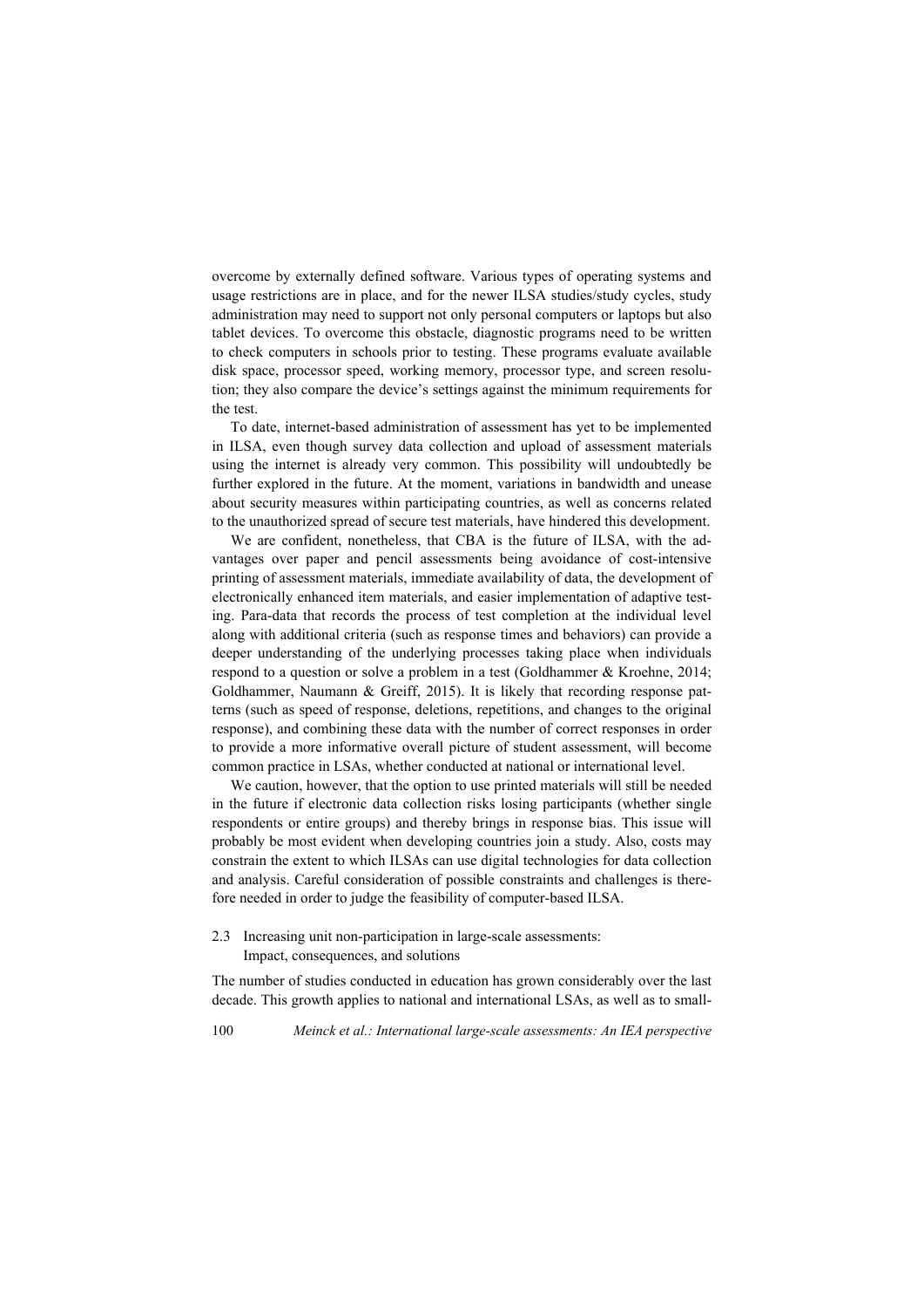overcome by externally defined software. Various types of operating systems and usage restrictions are in place, and for the newer ILSA studies/study cycles, study administration may need to support not only personal computers or laptops but also tablet devices. To overcome this obstacle, diagnostic programs need to be written to check computers in schools prior to testing. These programs evaluate available disk space, processor speed, working memory, processor type, and screen resolution; they also compare the device's settings against the minimum requirements for the test.

To date, internet-based administration of assessment has yet to be implemented in ILSA, even though survey data collection and upload of assessment materials using the internet is already very common. This possibility will undoubtedly be further explored in the future. At the moment, variations in bandwidth and unease about security measures within participating countries, as well as concerns related to the unauthorized spread of secure test materials, have hindered this development.

We are confident, nonetheless, that CBA is the future of ILSA, with the advantages over paper and pencil assessments being avoidance of cost-intensive printing of assessment materials, immediate availability of data, the development of electronically enhanced item materials, and easier implementation of adaptive testing. Para-data that records the process of test completion at the individual level along with additional criteria (such as response times and behaviors) can provide a deeper understanding of the underlying processes taking place when individuals respond to a question or solve a problem in a test (Goldhammer & Kroehne, 2014; Goldhammer, Naumann & Greiff, 2015). It is likely that recording response patterns (such as speed of response, deletions, repetitions, and changes to the original response), and combining these data with the number of correct responses in order to provide a more informative overall picture of student assessment, will become common practice in LSAs, whether conducted at national or international level.

We caution, however, that the option to use printed materials will still be needed in the future if electronic data collection risks losing participants (whether single respondents or entire groups) and thereby brings in response bias. This issue will probably be most evident when developing countries join a study. Also, costs may constrain the extent to which ILSAs can use digital technologies for data collection and analysis. Careful consideration of possible constraints and challenges is therefore needed in order to judge the feasibility of computer-based ILSA.

### 2.3 Increasing unit non-participation in large-scale assessments: Impact, consequences, and solutions

The number of studies conducted in education has grown considerably over the last decade. This growth applies to national and international LSAs, as well as to small-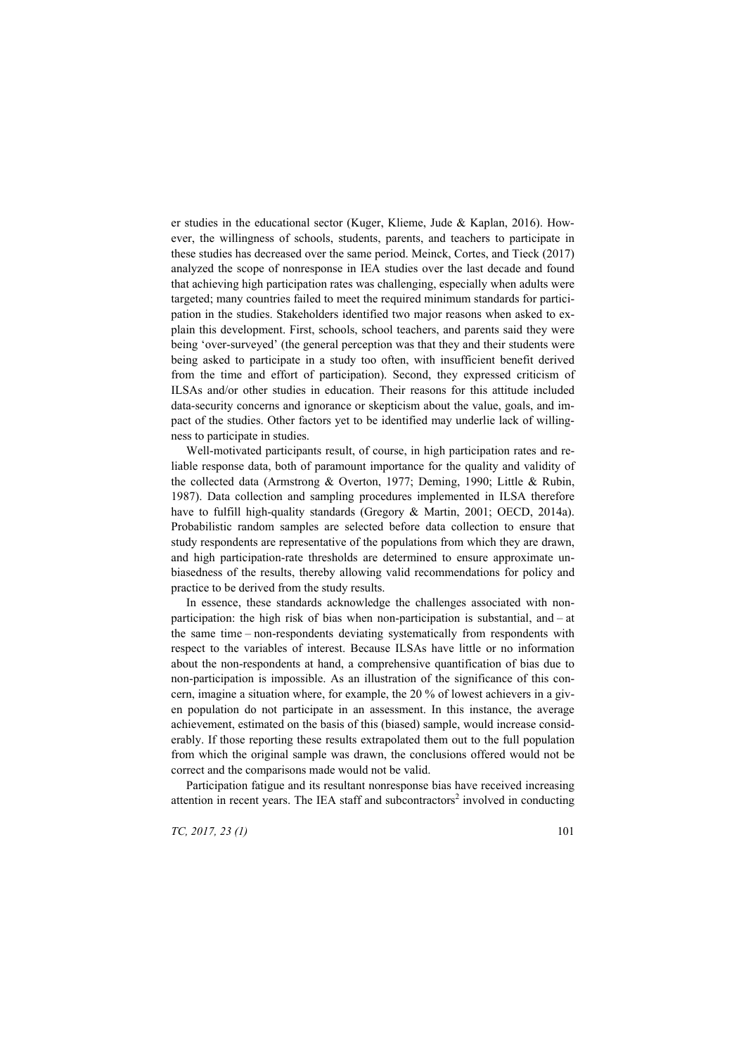er studies in the educational sector (Kuger, Klieme, Jude & Kaplan, 2016). However, the willingness of schools, students, parents, and teachers to participate in these studies has decreased over the same period. Meinck, Cortes, and Tieck (2017) analyzed the scope of nonresponse in IEA studies over the last decade and found that achieving high participation rates was challenging, especially when adults were targeted; many countries failed to meet the required minimum standards for participation in the studies. Stakeholders identified two major reasons when asked to explain this development. First, schools, school teachers, and parents said they were being 'over-surveyed' (the general perception was that they and their students were being asked to participate in a study too often, with insufficient benefit derived from the time and effort of participation). Second, they expressed criticism of ILSAs and/or other studies in education. Their reasons for this attitude included data-security concerns and ignorance or skepticism about the value, goals, and impact of the studies. Other factors yet to be identified may underlie lack of willingness to participate in studies.

Well-motivated participants result, of course, in high participation rates and reliable response data, both of paramount importance for the quality and validity of the collected data (Armstrong & Overton, 1977; Deming, 1990; Little & Rubin, 1987). Data collection and sampling procedures implemented in ILSA therefore have to fulfill high-quality standards (Gregory & Martin, 2001; OECD, 2014a). Probabilistic random samples are selected before data collection to ensure that study respondents are representative of the populations from which they are drawn, and high participation-rate thresholds are determined to ensure approximate unbiasedness of the results, thereby allowing valid recommendations for policy and practice to be derived from the study results.

In essence, these standards acknowledge the challenges associated with non-participation: the high risk of bias when non-participation is substantial, and – at the same time – non-respondents deviating systematically from respondents with respect to the variables of interest. Because ILSAs have little or no information about the non-respondents at hand, a comprehensive quantification of bias due to non-participation is impossible. As an illustration of the significance of this concern, imagine a situation where, for example, the 20 % of lowest achievers in a given population do not participate in an assessment. In this instance, the average achievement, estimated on the basis of this (biased) sample, would increase considerably. If those reporting these results extrapolated them out to the full population from which the original sample was drawn, the conclusions offered would not be correct and the comparisons made would not be valid.

Participation fatigue and its resultant nonresponse bias have received increasing attention in recent years. The IEA staff and subcontractors[2] involved in conducting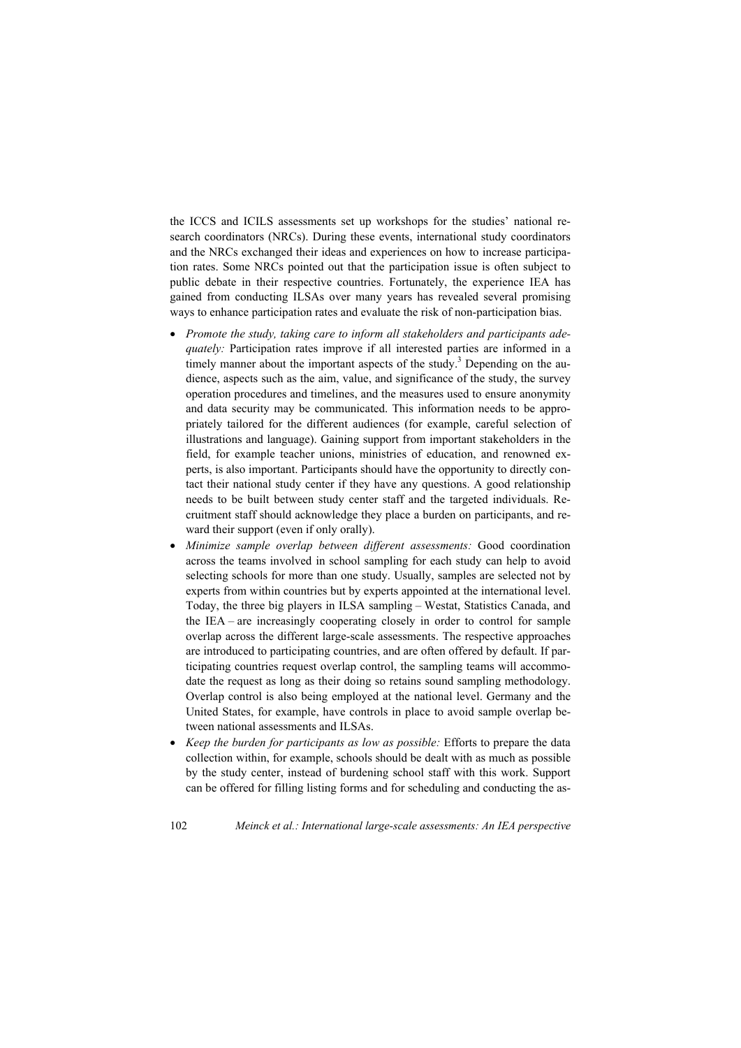the ICCS and ICILS assessments set up workshops for the studies' national research coordinators (NRCs). During these events, international study coordinators and the NRCs exchanged their ideas and experiences on how to increase participation rates. Some NRCs pointed out that the participation issue is often subject to public debate in their respective countries. Fortunately, the experience IEA has gained from conducting ILSAs over many years has revealed several promising ways to enhance participation rates and evaluate the risk of non-participation bias.

- *Promote the study, taking care to inform all stakeholders and participants adequately:* Participation rates improve if all interested parties are informed in a timely manner about the important aspects of the study.[3] Depending on the audience, aspects such as the aim, value, and significance of the study, the survey operation procedures and timelines, and the measures used to ensure anonymity and data security may be communicated. This information needs to be appropriately tailored for the different audiences (for example, careful selection of illustrations and language). Gaining support from important stakeholders in the field, for example teacher unions, ministries of education, and renowned experts, is also important. Participants should have the opportunity to directly contact their national study center if they have any questions. A good relationship needs to be built between study center staff and the targeted individuals. Recruitment staff should acknowledge they place a burden on participants, and reward their support (even if only orally).
- *Minimize sample overlap between different assessments:* Good coordination across the teams involved in school sampling for each study can help to avoid selecting schools for more than one study. Usually, samples are selected not by experts from within countries but by experts appointed at the international level. Today, the three big players in ILSA sampling – Westat, Statistics Canada, and the IEA – are increasingly cooperating closely in order to control for sample overlap across the different large-scale assessments. The respective approaches are introduced to participating countries, and are often offered by default. If participating countries request overlap control, the sampling teams will accommodate the request as long as their doing so retains sound sampling methodology. Overlap control is also being employed at the national level. Germany and the United States, for example, have controls in place to avoid sample overlap between national assessments and ILSAs.
- *Keep the burden for participants as low as possible:* Efforts to prepare the data collection within, for example, schools should be dealt with as much as possible by the study center, instead of burdening school staff with this work. Support can be offered for filling listing forms and for scheduling and conducting the as-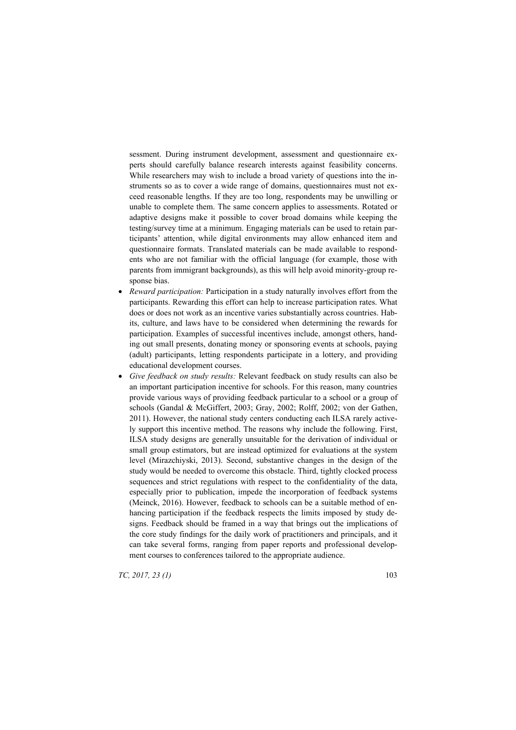sessment. During instrument development, assessment and questionnaire experts should carefully balance research interests against feasibility concerns. While researchers may wish to include a broad variety of questions into the instruments so as to cover a wide range of domains, questionnaires must not exceed reasonable lengths. If they are too long, respondents may be unwilling or unable to complete them. The same concern applies to assessments. Rotated or adaptive designs make it possible to cover broad domains while keeping the testing/survey time at a minimum. Engaging materials can be used to retain participants' attention, while digital environments may allow enhanced item and questionnaire formats. Translated materials can be made available to respondents who are not familiar with the official language (for example, those with parents from immigrant backgrounds), as this will help avoid minority-group response bias.

- *Reward participation:* Participation in a study naturally involves effort from the participants. Rewarding this effort can help to increase participation rates. What does or does not work as an incentive varies substantially across countries. Habits, culture, and laws have to be considered when determining the rewards for participation. Examples of successful incentives include, amongst others, handing out small presents, donating money or sponsoring events at schools, paying (adult) participants, letting respondents participate in a lottery, and providing educational development courses.
- *Give feedback on study results:* Relevant feedback on study results can also be an important participation incentive for schools. For this reason, many countries provide various ways of providing feedback particular to a school or a group of schools (Gandal & McGiffert, 2003; Gray, 2002; Rolff, 2002; von der Gathen, 2011). However, the national study centers conducting each ILSA rarely actively support this incentive method. The reasons why include the following. First, ILSA study designs are generally unsuitable for the derivation of individual or small group estimators, but are instead optimized for evaluations at the system level (Mirazchiyski, 2013). Second, substantive changes in the design of the study would be needed to overcome this obstacle. Third, tightly clocked process sequences and strict regulations with respect to the confidentiality of the data, especially prior to publication, impede the incorporation of feedback systems (Meinck, 2016). However, feedback to schools can be a suitable method of enhancing participation if the feedback respects the limits imposed by study designs. Feedback should be framed in a way that brings out the implications of the core study findings for the daily work of practitioners and principals, and it can take several forms, ranging from paper reports and professional development courses to conferences tailored to the appropriate audience.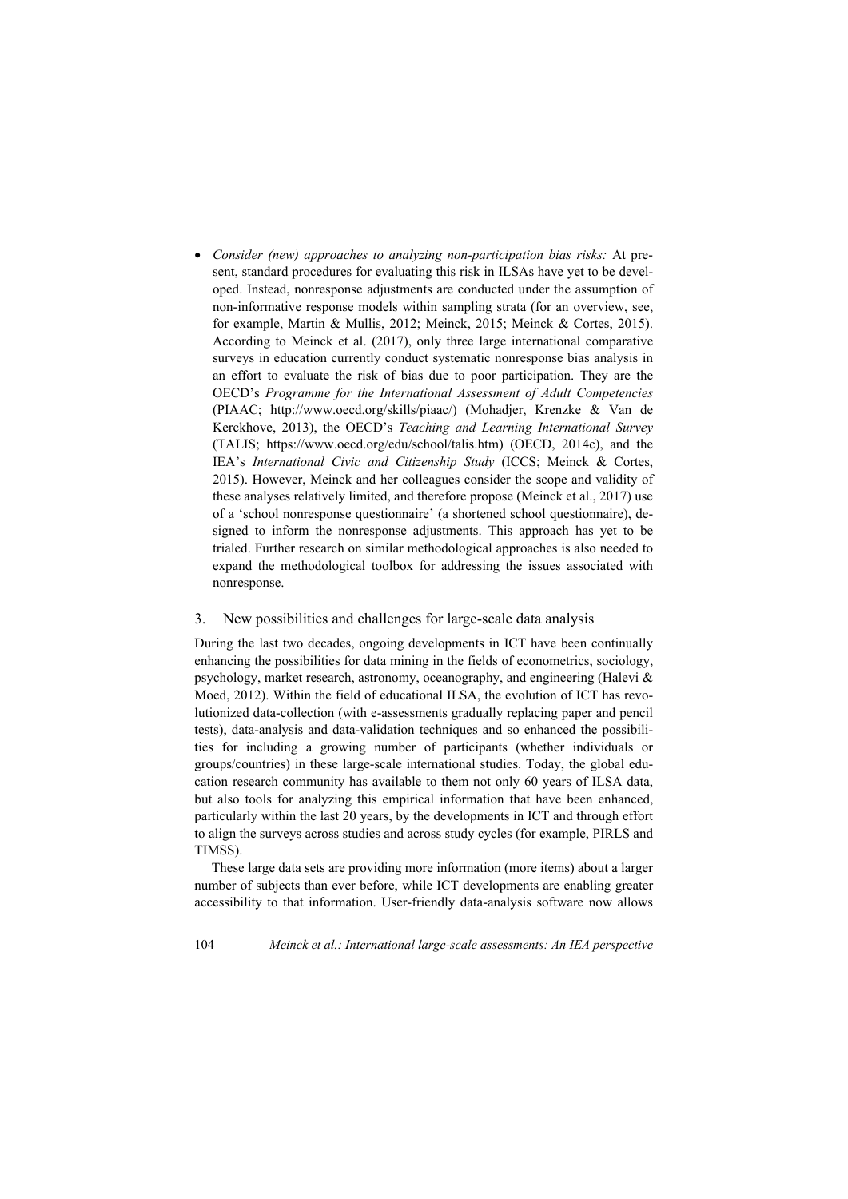- *Consider (new) approaches to analyzing non-participation bias risks:* At present, standard procedures for evaluating this risk in ILSAs have yet to be developed. Instead, nonresponse adjustments are conducted under the assumption of non-informative response models within sampling strata (for an overview, see, for example, Martin & Mullis, 2012; Meinck, 2015; Meinck & Cortes, 2015). According to Meinck et al. (2017), only three large international comparative surveys in education currently conduct systematic nonresponse bias analysis in an effort to evaluate the risk of bias due to poor participation. They are the OECD's *Programme for the International Assessment of Adult Competencies* (PIAAC; http://www.oecd.org/skills/piaac/) (Mohadjer, Krenzke & Van de Kerckhove, 2013), the OECD's *Teaching and Learning International Survey* (TALIS; https://www.oecd.org/edu/school/talis.htm) (OECD, 2014c), and the IEA's *International Civic and Citizenship Study* (ICCS; Meinck & Cortes, 2015). However, Meinck and her colleagues consider the scope and validity of these analyses relatively limited, and therefore propose (Meinck et al., 2017) use of a 'school nonresponse questionnaire' (a shortened school questionnaire), designed to inform the nonresponse adjustments. This approach has yet to be trialed. Further research on similar methodological approaches is also needed to expand the methodological toolbox for addressing the issues associated with nonresponse.

## 3. New possibilities and challenges for large-scale data analysis

During the last two decades, ongoing developments in ICT have been continually enhancing the possibilities for data mining in the fields of econometrics, sociology, psychology, market research, astronomy, oceanography, and engineering (Halevi & Moed, 2012). Within the field of educational ILSA, the evolution of ICT has revolutionized data-collection (with e-assessments gradually replacing paper and pencil tests), data-analysis and data-validation techniques and so enhanced the possibilities for including a growing number of participants (whether individuals or groups/countries) in these large-scale international studies. Today, the global education research community has available to them not only 60 years of ILSA data, but also tools for analyzing this empirical information that have been enhanced, particularly within the last 20 years, by the developments in ICT and through effort to align the surveys across studies and across study cycles (for example, PIRLS and TIMSS).

These large data sets are providing more information (more items) about a larger number of subjects than ever before, while ICT developments are enabling greater accessibility to that information. User-friendly data-analysis software now allows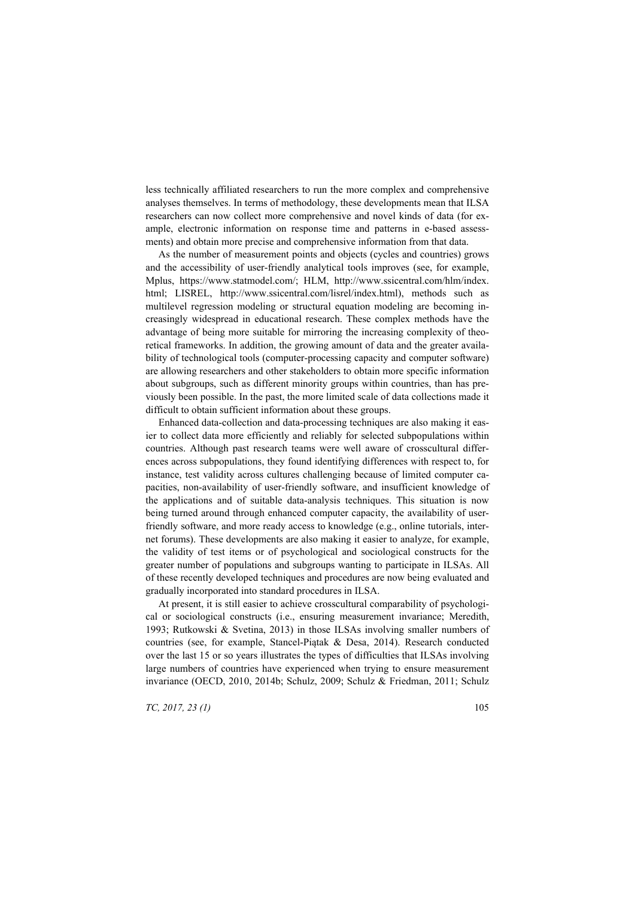less technically affiliated researchers to run the more complex and comprehensive analyses themselves. In terms of methodology, these developments mean that ILSA researchers can now collect more comprehensive and novel kinds of data (for example, electronic information on response time and patterns in e-based assessments) and obtain more precise and comprehensive information from that data.

As the number of measurement points and objects (cycles and countries) grows and the accessibility of user-friendly analytical tools improves (see, for example, Mplus, https://www.statmodel.com/; HLM, http://www.ssicentral.com/hlm/index.html; LISREL, http://www.ssicentral.com/lisrel/index.html), methods such as multilevel regression modeling or structural equation modeling are becoming increasingly widespread in educational research. These complex methods have the advantage of being more suitable for mirroring the increasing complexity of theoretical frameworks. In addition, the growing amount of data and the greater availability of technological tools (computer-processing capacity and computer software) are allowing researchers and other stakeholders to obtain more specific information about subgroups, such as different minority groups within countries, than has previously been possible. In the past, the more limited scale of data collections made it difficult to obtain sufficient information about these groups.

Enhanced data-collection and data-processing techniques are also making it easier to collect data more efficiently and reliably for selected subpopulations within countries. Although past research teams were well aware of crosscultural differences across subpopulations, they found identifying differences with respect to, for instance, test validity across cultures challenging because of limited computer capacities, non-availability of user-friendly software, and insufficient knowledge of the applications and of suitable data-analysis techniques. This situation is now being turned around through enhanced computer capacity, the availability of user-friendly software, and more ready access to knowledge (e.g., online tutorials, internet forums). These developments are also making it easier to analyze, for example, the validity of test items or of psychological and sociological constructs for the greater number of populations and subgroups wanting to participate in ILSAs. All of these recently developed techniques and procedures are now being evaluated and gradually incorporated into standard procedures in ILSA.

At present, it is still easier to achieve crosscultural comparability of psychological or sociological constructs (i.e., ensuring measurement invariance; Meredith, 1993; Rutkowski & Svetina, 2013) in those ILSAs involving smaller numbers of countries (see, for example, Stancel-Piątak & Desa, 2014). Research conducted over the last 15 or so years illustrates the types of difficulties that ILSAs involving large numbers of countries have experienced when trying to ensure measurement invariance (OECD, 2010, 2014b; Schulz, 2009; Schulz & Friedman, 2011; Schulz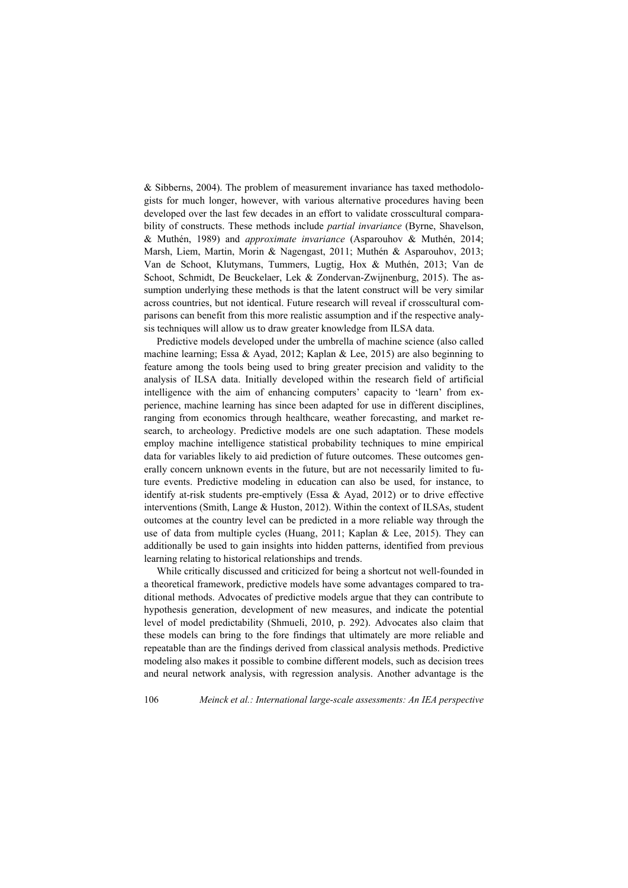& Sibberns, 2004). The problem of measurement invariance has taxed methodologists for much longer, however, with various alternative procedures having been developed over the last few decades in an effort to validate crosscultural comparability of constructs. These methods include *partial invariance* (Byrne, Shavelson, & Muthén, 1989) and *approximate invariance* (Asparouhov & Muthén, 2014; Marsh, Liem, Martin, Morin & Nagengast, 2011; Muthén & Asparouhov, 2013; Van de Schoot, Klutymans, Tummers, Lugtig, Hox & Muthén, 2013; Van de Schoot, Schmidt, De Beuckelaer, Lek & Zondervan-Zwijnenburg, 2015). The assumption underlying these methods is that the latent construct will be very similar across countries, but not identical. Future research will reveal if crosscultural comparisons can benefit from this more realistic assumption and if the respective analysis techniques will allow us to draw greater knowledge from ILSA data.

Predictive models developed under the umbrella of machine science (also called machine learning; Essa & Ayad, 2012; Kaplan & Lee, 2015) are also beginning to feature among the tools being used to bring greater precision and validity to the analysis of ILSA data. Initially developed within the research field of artificial intelligence with the aim of enhancing computers' capacity to 'learn' from experience, machine learning has since been adapted for use in different disciplines, ranging from economics through healthcare, weather forecasting, and market research, to archeology. Predictive models are one such adaptation. These models employ machine intelligence statistical probability techniques to mine empirical data for variables likely to aid prediction of future outcomes. These outcomes generally concern unknown events in the future, but are not necessarily limited to future events. Predictive modeling in education can also be used, for instance, to identify at-risk students pre-emptively (Essa & Ayad, 2012) or to drive effective interventions (Smith, Lange & Huston, 2012). Within the context of ILSAs, student outcomes at the country level can be predicted in a more reliable way through the use of data from multiple cycles (Huang, 2011; Kaplan & Lee, 2015). They can additionally be used to gain insights into hidden patterns, identified from previous learning relating to historical relationships and trends.

While critically discussed and criticized for being a shortcut not well-founded in a theoretical framework, predictive models have some advantages compared to traditional methods. Advocates of predictive models argue that they can contribute to hypothesis generation, development of new measures, and indicate the potential level of model predictability (Shmueli, 2010, p. 292). Advocates also claim that these models can bring to the fore findings that ultimately are more reliable and repeatable than are the findings derived from classical analysis methods. Predictive modeling also makes it possible to combine different models, such as decision trees and neural network analysis, with regression analysis. Another advantage is the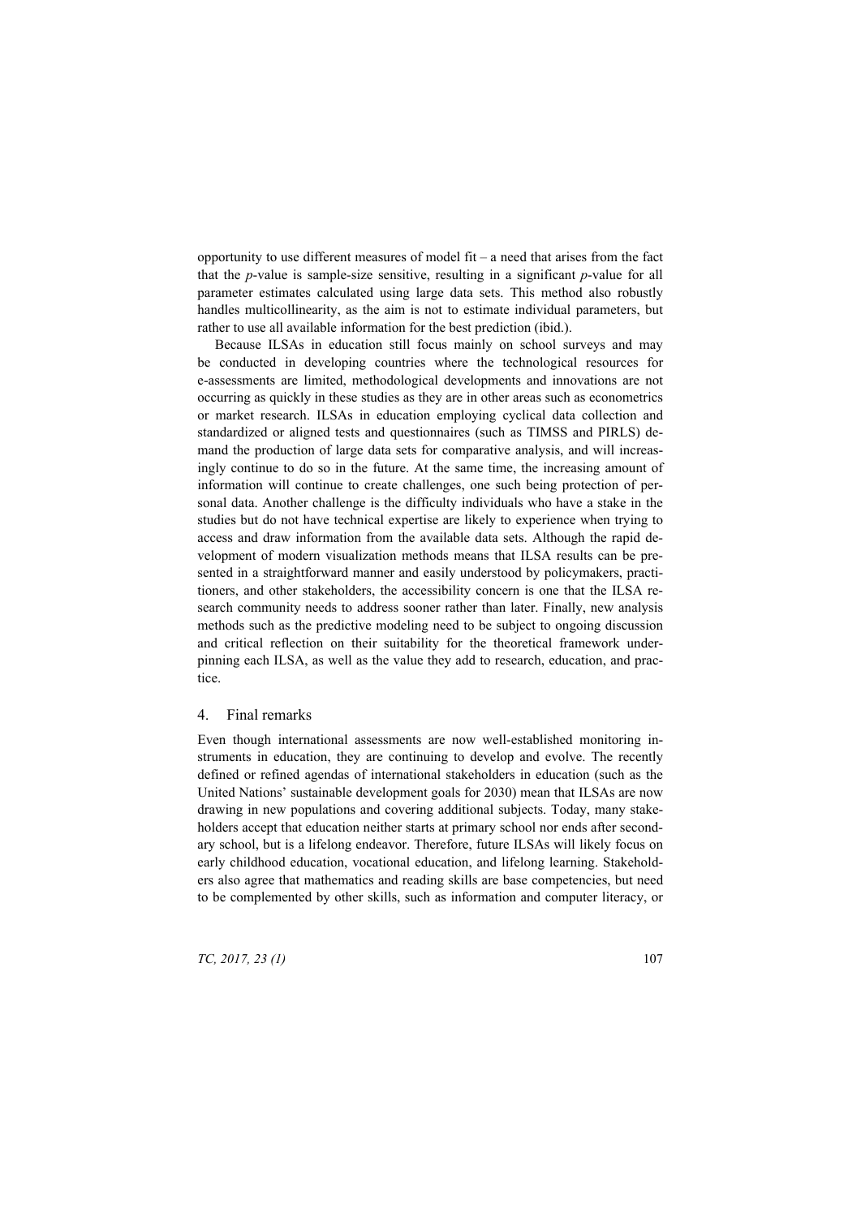opportunity to use different measures of model fit – a need that arises from the fact that the *p*-value is sample-size sensitive, resulting in a significant *p*-value for all parameter estimates calculated using large data sets. This method also robustly handles multicollinearity, as the aim is not to estimate individual parameters, but rather to use all available information for the best prediction (ibid.).

Because ILSAs in education still focus mainly on school surveys and may be conducted in developing countries where the technological resources for e-assessments are limited, methodological developments and innovations are not occurring as quickly in these studies as they are in other areas such as econometrics or market research. ILSAs in education employing cyclical data collection and standardized or aligned tests and questionnaires (such as TIMSS and PIRLS) demand the production of large data sets for comparative analysis, and will increasingly continue to do so in the future. At the same time, the increasing amount of information will continue to create challenges, one such being protection of personal data. Another challenge is the difficulty individuals who have a stake in the studies but do not have technical expertise are likely to experience when trying to access and draw information from the available data sets. Although the rapid development of modern visualization methods means that ILSA results can be presented in a straightforward manner and easily understood by policymakers, practitioners, and other stakeholders, the accessibility concern is one that the ILSA research community needs to address sooner rather than later. Finally, new analysis methods such as the predictive modeling need to be subject to ongoing discussion and critical reflection on their suitability for the theoretical framework underpinning each ILSA, as well as the value they add to research, education, and practice.

## 4. Final remarks

Even though international assessments are now well-established monitoring instruments in education, they are continuing to develop and evolve. The recently defined or refined agendas of international stakeholders in education (such as the United Nations' sustainable development goals for 2030) mean that ILSAs are now drawing in new populations and covering additional subjects. Today, many stakeholders accept that education neither starts at primary school nor ends after secondary school, but is a lifelong endeavor. Therefore, future ILSAs will likely focus on early childhood education, vocational education, and lifelong learning. Stakeholders also agree that mathematics and reading skills are base competencies, but need to be complemented by other skills, such as information and computer literacy, or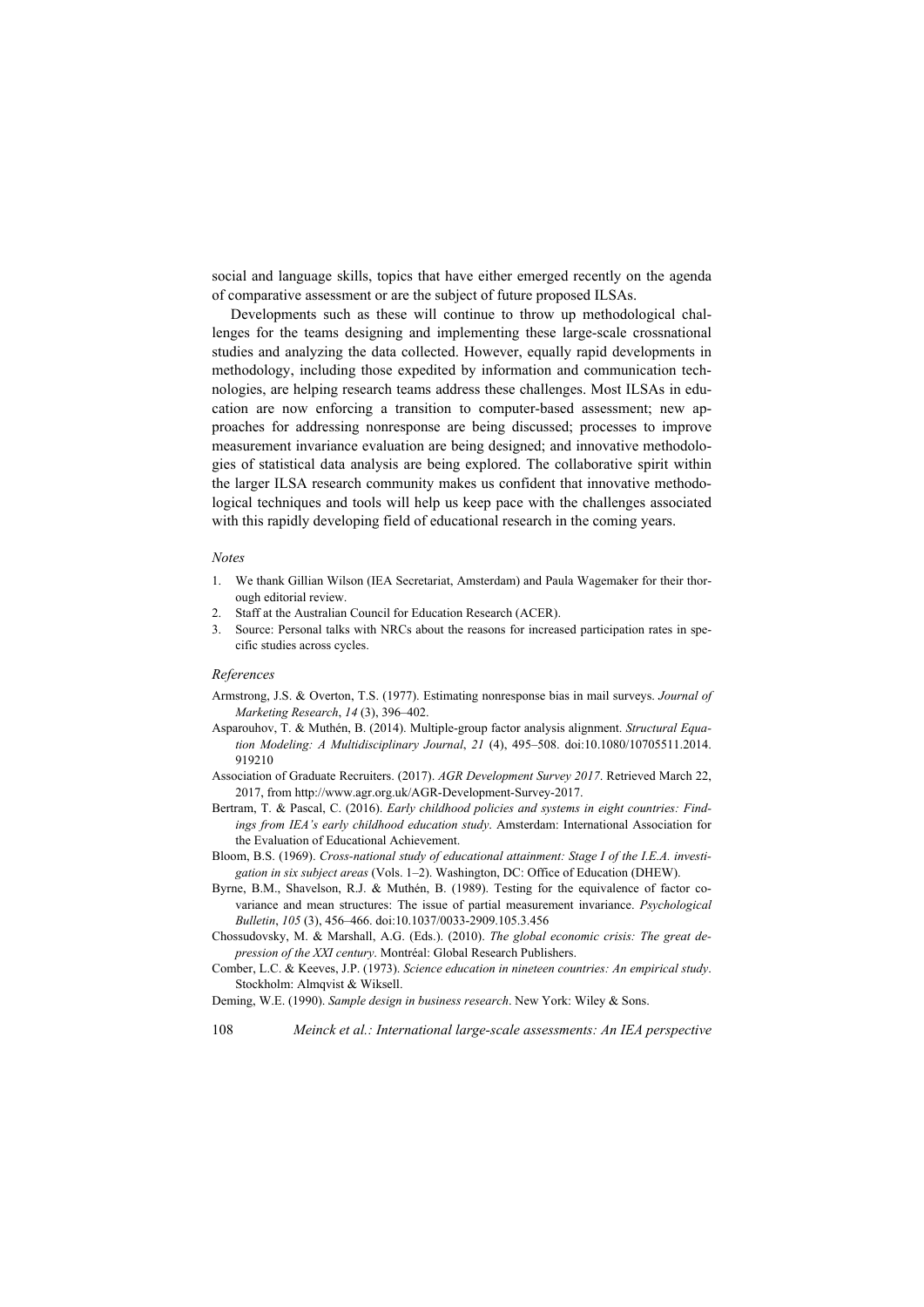social and language skills, topics that have either emerged recently on the agenda of comparative assessment or are the subject of future proposed ILSAs.

Developments such as these will continue to throw up methodological challenges for the teams designing and implementing these large-scale crossnational studies and analyzing the data collected. However, equally rapid developments in methodology, including those expedited by information and communication technologies, are helping research teams address these challenges. Most ILSAs in education are now enforcing a transition to computer-based assessment; new approaches for addressing nonresponse are being discussed; processes to improve measurement invariance evaluation are being designed; and innovative methodologies of statistical data analysis are being explored. The collaborative spirit within the larger ILSA research community makes us confident that innovative methodological techniques and tools will help us keep pace with the challenges associated with this rapidly developing field of educational research in the coming years.

*Notes*

1. We thank Gillian Wilson (IEA Secretariat, Amsterdam) and Paula Wagemaker for their thorough editorial review.
2. Staff at the Australian Council for Education Research (ACER).
3. Source: Personal talks with NRCs about the reasons for increased participation rates in specific studies across cycles.

*References*

Armstrong, J.S. & Overton, T.S. (1977). Estimating nonresponse bias in mail surveys. *Journal of Marketing Research*, *14* (3), 396–402.

Asparouhov, T. & Muthén, B. (2014). Multiple-group factor analysis alignment. *Structural Equation Modeling: A Multidisciplinary Journal*, *21* (4), 495–508. doi:10.1080/10705511.2014.919210

Association of Graduate Recruiters. (2017). *AGR Development Survey 2017*. Retrieved March 22, 2017, from http://www.agr.org.uk/AGR-Development-Survey-2017.

Bertram, T. & Pascal, C. (2016). *Early childhood policies and systems in eight countries: Findings from IEA's early childhood education study*. Amsterdam: International Association for the Evaluation of Educational Achievement.

Bloom, B.S. (1969). *Cross-national study of educational attainment: Stage I of the I.E.A. investigation in six subject areas* (Vols. 1–2). Washington, DC: Office of Education (DHEW).

Byrne, B.M., Shavelson, R.J. & Muthén, B. (1989). Testing for the equivalence of factor covariance and mean structures: The issue of partial measurement invariance. *Psychological Bulletin*, *105* (3), 456–466. doi:10.1037/0033-2909.105.3.456

Chossudovsky, M. & Marshall, A.G. (Eds.). (2010). *The global economic crisis: The great depression of the XXI century*. Montréal: Global Research Publishers.

Comber, L.C. & Keeves, J.P. (1973). *Science education in nineteen countries: An empirical study*. Stockholm: Almqvist & Wiksell.

Deming, W.E. (1990). *Sample design in business research*. New York: Wiley & Sons.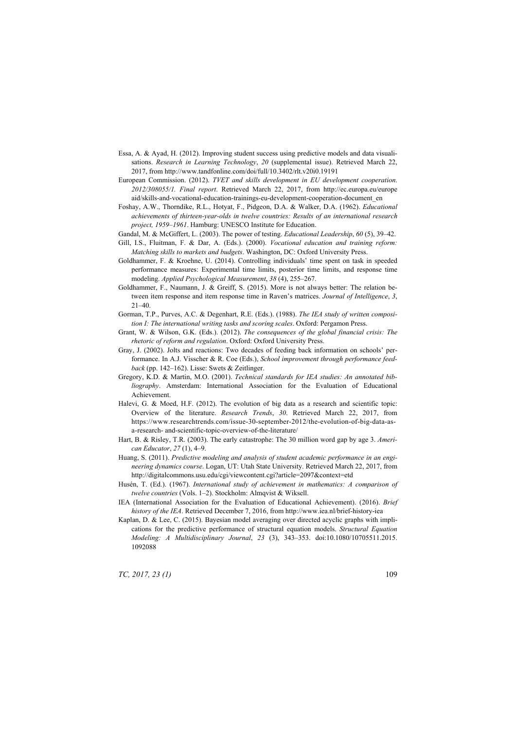Essa, A. & Ayad, H. (2012). Improving student success using predictive models and data visualisations. *Research in Learning Technology*, *20* (supplemental issue). Retrieved March 22, 2017, from http://www.tandfonline.com/doi/full/10.3402/rlt.v20i0.19191

European Commission. (2012). *TVET and skills development in EU development cooperation. 2012/308055/1. Final report*. Retrieved March 22, 2017, from http://ec.europa.eu/europeaid/skills-and-vocational-education-trainings-eu-development-cooperation-document_en

Foshay, A.W., Thorndike, R.L., Hotyat, F., Pidgeon, D.A. & Walker, D.A. (1962). *Educational achievements of thirteen-year-olds in twelve countries: Results of an international research project, 1959–1961*. Hamburg: UNESCO Institute for Education.

Gandal, M. & McGiffert, L. (2003). The power of testing. *Educational Leadership*, *60* (5), 39–42.

Gill, I.S., Fluitman, F. & Dar, A. (Eds.). (2000). *Vocational education and training reform: Matching skills to markets and budgets*. Washington, DC: Oxford University Press.

Goldhammer, F. & Kroehne, U. (2014). Controlling individuals' time spent on task in speeded performance measures: Experimental time limits, posterior time limits, and response time modeling. *Applied Psychological Measurement*, *38* (4), 255–267.

Goldhammer, F., Naumann, J. & Greiff, S. (2015). More is not always better: The relation between item response and item response time in Raven's matrices. *Journal of Intelligence*, *3*, 21–40.

Gorman, T.P., Purves, A.C. & Degenhart, R.E. (Eds.). (1988). *The IEA study of written composition I: The international writing tasks and scoring scales*. Oxford: Pergamon Press.

Grant, W. & Wilson, G.K. (Eds.). (2012). *The consequences of the global financial crisis: The rhetoric of reform and regulation*. Oxford: Oxford University Press.

Gray, J. (2002). Jolts and reactions: Two decades of feeding back information on schools' performance. In A.J. Visscher & R. Coe (Eds.), *School improvement through performance feedback* (pp. 142–162). Lisse: Swets & Zeitlinger.

Gregory, K.D. & Martin, M.O. (2001). *Technical standards for IEA studies: An annotated bibliography*. Amsterdam: International Association for the Evaluation of Educational Achievement.

Halevi, G. & Moed, H.F. (2012). The evolution of big data as a research and scientific topic: Overview of the literature. *Research Trends*, *30*. Retrieved March 22, 2017, from https://www.researchtrends.com/issue-30-september-2012/the-evolution-of-big-data-as-a-research- and-scientific-topic-overview-of-the-literature/

Hart, B. & Risley, T.R. (2003). The early catastrophe: The 30 million word gap by age 3. *American Educator*, *27* (1), 4–9.

Huang, S. (2011). *Predictive modeling and analysis of student academic performance in an engineering dynamics course*. Logan, UT: Utah State University. Retrieved March 22, 2017, from http://digitalcommons.usu.edu/cgi/viewcontent.cgi?article=2097&context=etd

Husén, T. (Ed.). (1967). *International study of achievement in mathematics: A comparison of twelve countries* (Vols. 1–2). Stockholm: Almqvist & Wiksell.

IEA (International Association for the Evaluation of Educational Achievement). (2016). *Brief history of the IEA*. Retrieved December 7, 2016, from http://www.iea.nl/brief-history-iea

Kaplan, D. & Lee, C. (2015). Bayesian model averaging over directed acyclic graphs with implications for the predictive performance of structural equation models. *Structural Equation Modeling: A Multidisciplinary Journal*, *23* (3), 343–353. doi:10.1080/10705511.2015.1092088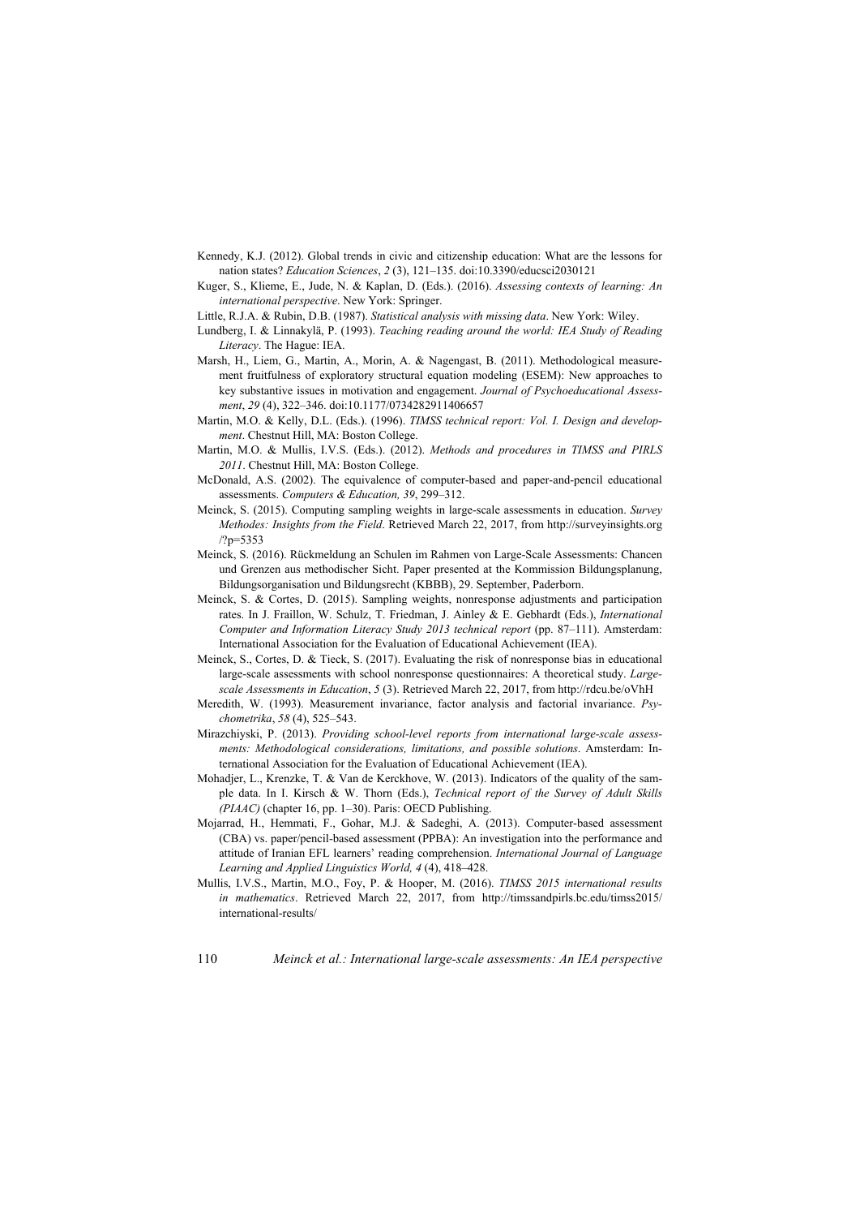Kennedy, K.J. (2012). Global trends in civic and citizenship education: What are the lessons for nation states? *Education Sciences*, *2* (3), 121–135. doi:10.3390/educsci2030121

Kuger, S., Klieme, E., Jude, N. & Kaplan, D. (Eds.). (2016). *Assessing contexts of learning: An international perspective*. New York: Springer.

Little, R.J.A. & Rubin, D.B. (1987). *Statistical analysis with missing data*. New York: Wiley.

Lundberg, I. & Linnakylä, P. (1993). *Teaching reading around the world: IEA Study of Reading Literacy*. The Hague: IEA.

Marsh, H., Liem, G., Martin, A., Morin, A. & Nagengast, B. (2011). Methodological measurement fruitfulness of exploratory structural equation modeling (ESEM): New approaches to key substantive issues in motivation and engagement. *Journal of Psychoeducational Assessment*, *29* (4), 322–346. doi:10.1177/0734282911406657

Martin, M.O. & Kelly, D.L. (Eds.). (1996). *TIMSS technical report: Vol. I. Design and development*. Chestnut Hill, MA: Boston College.

Martin, M.O. & Mullis, I.V.S. (Eds.). (2012). *Methods and procedures in TIMSS and PIRLS 2011*. Chestnut Hill, MA: Boston College.

McDonald, A.S. (2002). The equivalence of computer-based and paper-and-pencil educational assessments. *Computers & Education, 39*, 299–312.

Meinck, S. (2015). Computing sampling weights in large-scale assessments in education. *Survey Methodes: Insights from the Field*. Retrieved March 22, 2017, from http://surveyinsights.org/?p=5353

Meinck, S. (2016). Rückmeldung an Schulen im Rahmen von Large-Scale Assessments: Chancen und Grenzen aus methodischer Sicht. Paper presented at the Kommission Bildungsplanung, Bildungsorganisation und Bildungsrecht (KBBB), 29. September, Paderborn.

Meinck, S. & Cortes, D. (2015). Sampling weights, nonresponse adjustments and participation rates. In J. Fraillon, W. Schulz, T. Friedman, J. Ainley & E. Gebhardt (Eds.), *International Computer and Information Literacy Study 2013 technical report* (pp. 87–111). Amsterdam: International Association for the Evaluation of Educational Achievement (IEA).

Meinck, S., Cortes, D. & Tieck, S. (2017). Evaluating the risk of nonresponse bias in educational large-scale assessments with school nonresponse questionnaires: A theoretical study. *Large-scale Assessments in Education*, *5* (3). Retrieved March 22, 2017, from http://rdcu.be/oVhH

Meredith, W. (1993). Measurement invariance, factor analysis and factorial invariance. *Psychometrika*, *58* (4), 525–543.

Mirazchiyski, P. (2013). *Providing school-level reports from international large-scale assessments: Methodological considerations, limitations, and possible solutions*. Amsterdam: International Association for the Evaluation of Educational Achievement (IEA).

Mohadjer, L., Krenzke, T. & Van de Kerckhove, W. (2013). Indicators of the quality of the sample data. In I. Kirsch & W. Thorn (Eds.), *Technical report of the Survey of Adult Skills (PIAAC)* (chapter 16, pp. 1–30). Paris: OECD Publishing.

Mojarrad, H., Hemmati, F., Gohar, M.J. & Sadeghi, A. (2013). Computer-based assessment (CBA) vs. paper/pencil-based assessment (PPBA): An investigation into the performance and attitude of Iranian EFL learners' reading comprehension. *International Journal of Language Learning and Applied Linguistics World, 4* (4), 418–428.

Mullis, I.V.S., Martin, M.O., Foy, P. & Hooper, M. (2016). *TIMSS 2015 international results in mathematics*. Retrieved March 22, 2017, from http://timssandpirls.bc.edu/timss2015/international-results/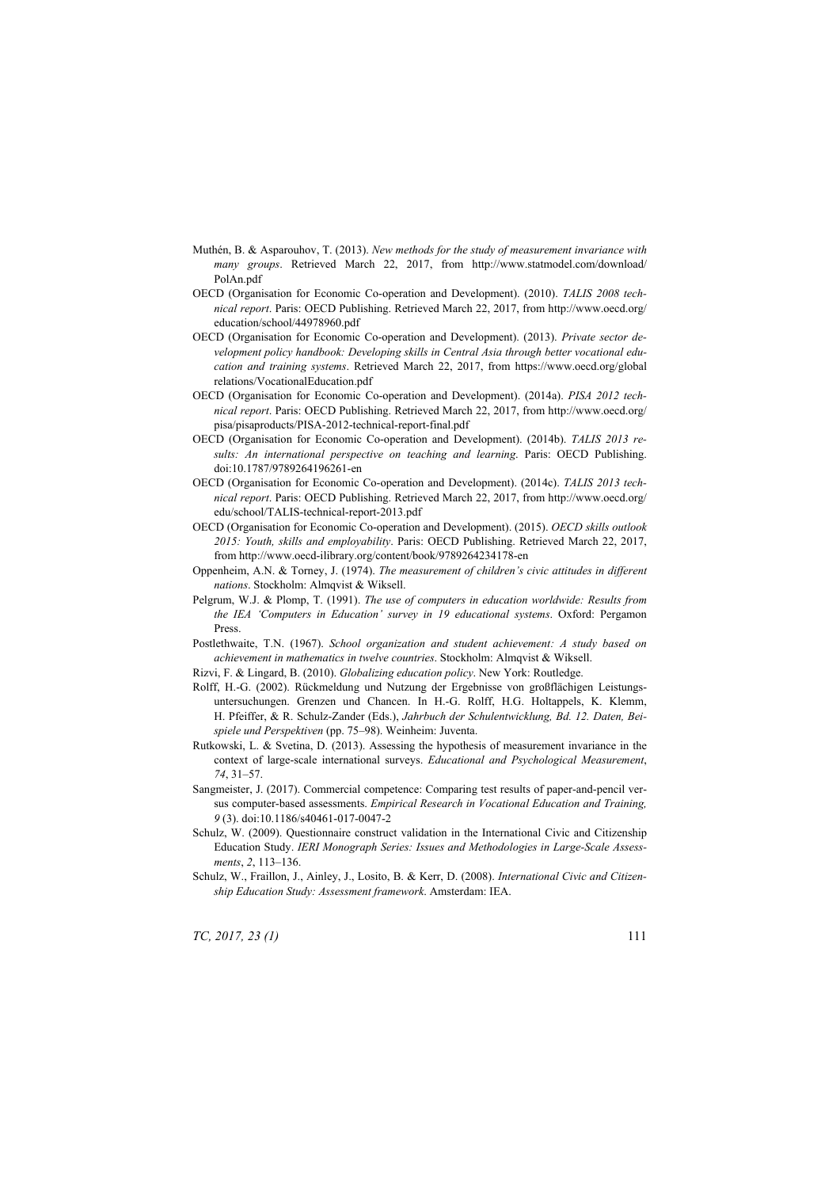Muthén, B. & Asparouhov, T. (2013). *New methods for the study of measurement invariance with many groups*. Retrieved March 22, 2017, from http://www.statmodel.com/download/PolAn.pdf

OECD (Organisation for Economic Co-operation and Development). (2010). *TALIS 2008 technical report*. Paris: OECD Publishing. Retrieved March 22, 2017, from http://www.oecd.org/education/school/44978960.pdf

OECD (Organisation for Economic Co-operation and Development). (2013). *Private sector development policy handbook: Developing skills in Central Asia through better vocational education and training systems*. Retrieved March 22, 2017, from https://www.oecd.org/globalrelations/VocationalEducation.pdf

OECD (Organisation for Economic Co-operation and Development). (2014a). *PISA 2012 technical report*. Paris: OECD Publishing. Retrieved March 22, 2017, from http://www.oecd.org/pisa/pisaproducts/PISA-2012-technical-report-final.pdf

OECD (Organisation for Economic Co-operation and Development). (2014b). *TALIS 2013 results: An international perspective on teaching and learning*. Paris: OECD Publishing. doi:10.1787/9789264196261-en

OECD (Organisation for Economic Co-operation and Development). (2014c). *TALIS 2013 technical report*. Paris: OECD Publishing. Retrieved March 22, 2017, from http://www.oecd.org/edu/school/TALIS-technical-report-2013.pdf

OECD (Organisation for Economic Co-operation and Development). (2015). *OECD skills outlook 2015: Youth, skills and employability*. Paris: OECD Publishing. Retrieved March 22, 2017, from http://www.oecd-ilibrary.org/content/book/9789264234178-en

Oppenheim, A.N. & Torney, J. (1974). *The measurement of children's civic attitudes in different nations*. Stockholm: Almqvist & Wiksell.

Pelgrum, W.J. & Plomp, T. (1991). *The use of computers in education worldwide: Results from the IEA 'Computers in Education' survey in 19 educational systems*. Oxford: Pergamon Press.

Postlethwaite, T.N. (1967). *School organization and student achievement: A study based on achievement in mathematics in twelve countries*. Stockholm: Almqvist & Wiksell.

Rizvi, F. & Lingard, B. (2010). *Globalizing education policy*. New York: Routledge.

Rolff, H.-G. (2002). Rückmeldung und Nutzung der Ergebnisse von großflächigen Leistungsuntersuchungen. Grenzen und Chancen. In H.-G. Rolff, H.G. Holtappels, K. Klemm, H. Pfeiffer, & R. Schulz-Zander (Eds.), *Jahrbuch der Schulentwicklung, Bd. 12. Daten, Beispiele und Perspektiven* (pp. 75–98). Weinheim: Juventa.

Rutkowski, L. & Svetina, D. (2013). Assessing the hypothesis of measurement invariance in the context of large-scale international surveys. *Educational and Psychological Measurement*, *74*, 31–57.

Sangmeister, J. (2017). Commercial competence: Comparing test results of paper-and-pencil versus computer-based assessments. *Empirical Research in Vocational Education and Training, 9* (3). doi:10.1186/s40461-017-0047-2

Schulz, W. (2009). Questionnaire construct validation in the International Civic and Citizenship Education Study. *IERI Monograph Series: Issues and Methodologies in Large-Scale Assessments*, *2*, 113–136.

Schulz, W., Fraillon, J., Ainley, J., Losito, B. & Kerr, D. (2008). *International Civic and Citizenship Education Study: Assessment framework*. Amsterdam: IEA.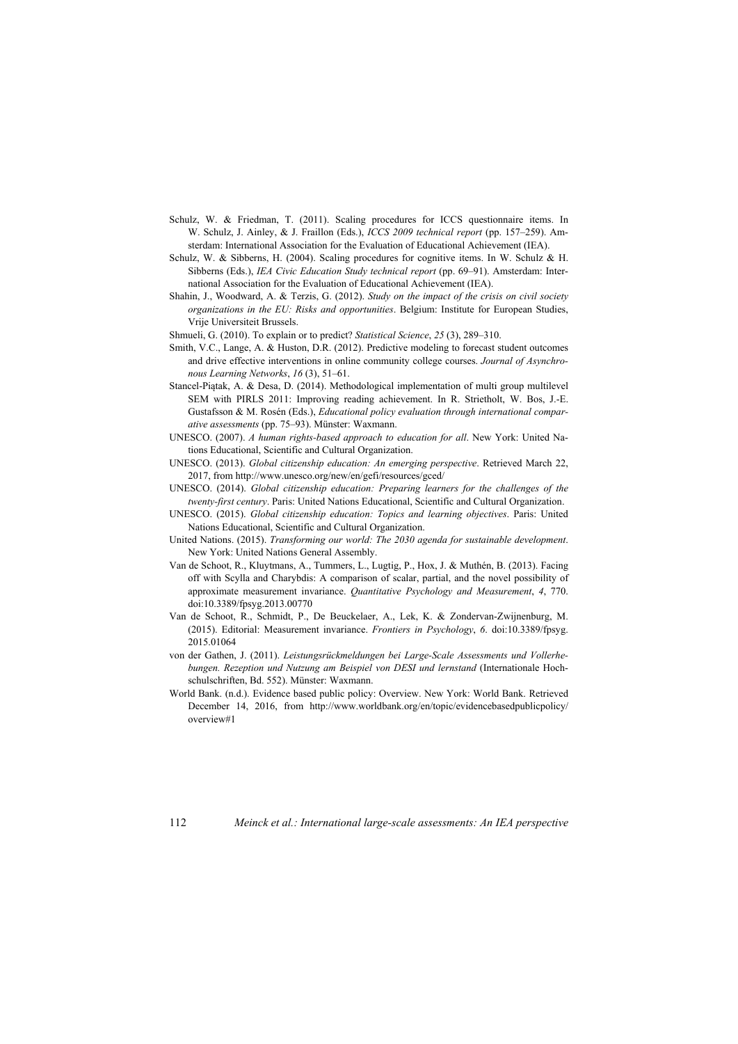Schulz, W. & Friedman, T. (2011). Scaling procedures for ICCS questionnaire items. In W. Schulz, J. Ainley, & J. Fraillon (Eds.), *ICCS 2009 technical report* (pp. 157–259). Amsterdam: International Association for the Evaluation of Educational Achievement (IEA).

Schulz, W. & Sibberns, H. (2004). Scaling procedures for cognitive items. In W. Schulz & H. Sibberns (Eds.), *IEA Civic Education Study technical report* (pp. 69–91). Amsterdam: International Association for the Evaluation of Educational Achievement (IEA).

Shahin, J., Woodward, A. & Terzis, G. (2012). *Study on the impact of the crisis on civil society organizations in the EU: Risks and opportunities*. Belgium: Institute for European Studies, Vrije Universiteit Brussels.

Shmueli, G. (2010). To explain or to predict? *Statistical Science*, *25* (3), 289–310.

Smith, V.C., Lange, A. & Huston, D.R. (2012). Predictive modeling to forecast student outcomes and drive effective interventions in online community college courses. *Journal of Asynchronous Learning Networks*, *16* (3), 51–61.

Stancel-Piątak, A. & Desa, D. (2014). Methodological implementation of multi group multilevel SEM with PIRLS 2011: Improving reading achievement. In R. Strietholt, W. Bos, J.-E. Gustafsson & M. Rosén (Eds.), *Educational policy evaluation through international comparative assessments* (pp. 75–93). Münster: Waxmann.

UNESCO. (2007). *A human rights-based approach to education for all*. New York: United Nations Educational, Scientific and Cultural Organization.

UNESCO. (2013). *Global citizenship education: An emerging perspective*. Retrieved March 22, 2017, from http://www.unesco.org/new/en/gefi/resources/gced/

UNESCO. (2014). *Global citizenship education: Preparing learners for the challenges of the twenty-first century*. Paris: United Nations Educational, Scientific and Cultural Organization.

UNESCO. (2015). *Global citizenship education: Topics and learning objectives*. Paris: United Nations Educational, Scientific and Cultural Organization.

United Nations. (2015). *Transforming our world: The 2030 agenda for sustainable development*. New York: United Nations General Assembly.

Van de Schoot, R., Kluytmans, A., Tummers, L., Lugtig, P., Hox, J. & Muthén, B. (2013). Facing off with Scylla and Charybdis: A comparison of scalar, partial, and the novel possibility of approximate measurement invariance. *Quantitative Psychology and Measurement*, *4*, 770. doi:10.3389/fpsyg.2013.00770

Van de Schoot, R., Schmidt, P., De Beuckelaer, A., Lek, K. & Zondervan-Zwijnenburg, M. (2015). Editorial: Measurement invariance. *Frontiers in Psychology*, *6*. doi:10.3389/fpsyg.2015.01064

von der Gathen, J. (2011). *Leistungsrückmeldungen bei Large-Scale Assessments und Vollerhebungen. Rezeption und Nutzung am Beispiel von DESI und lernstand* (Internationale Hochschulschriften, Bd. 552). Münster: Waxmann.

World Bank. (n.d.). Evidence based public policy: Overview. New York: World Bank. Retrieved December 14, 2016, from http://www.worldbank.org/en/topic/evidencebasedpublicpolicy/overview#1